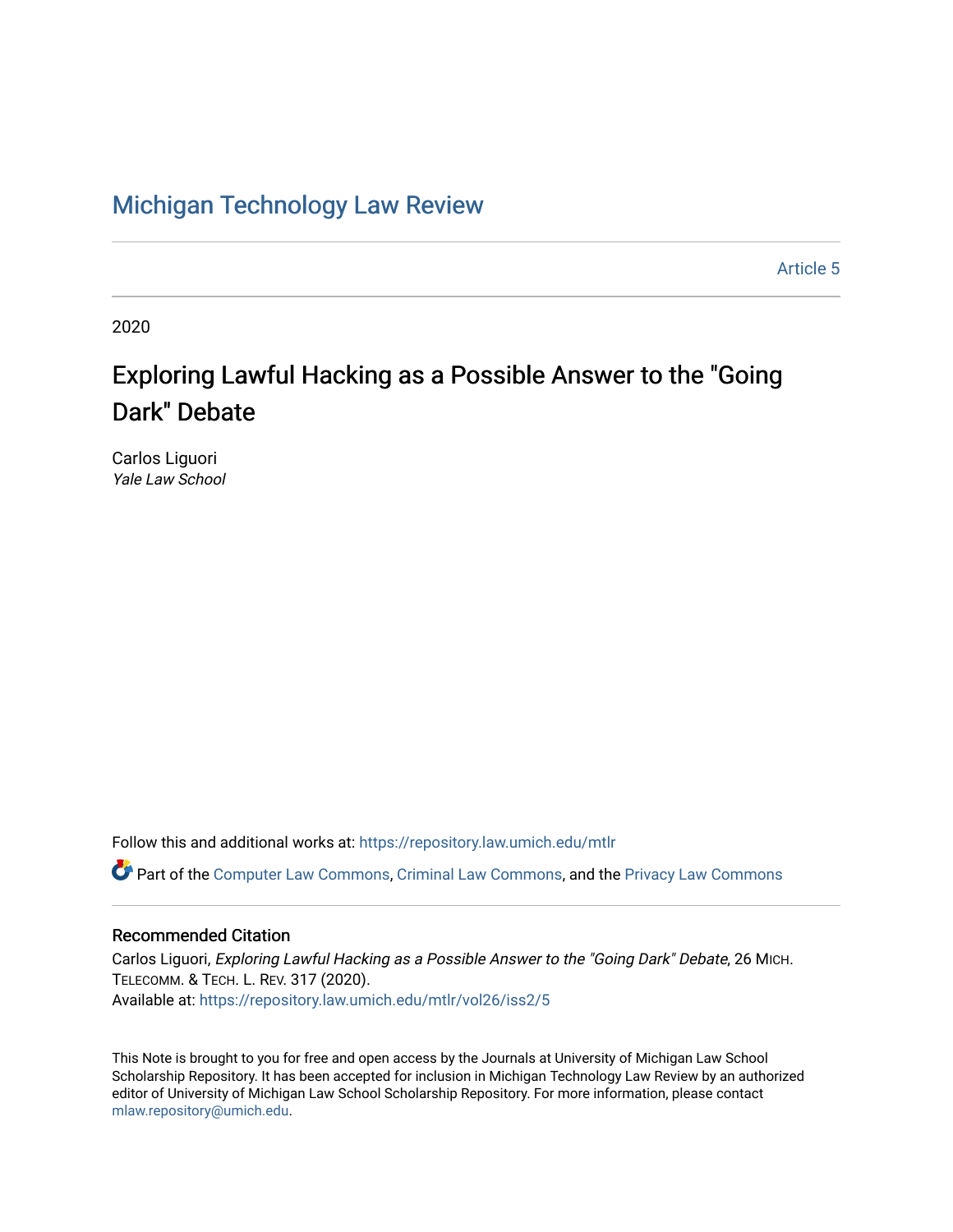Michigan Technology Law Review

Article 5

2020

# Exploring Lawful Hacking as a Possible Answer to the "Going Dark" Debate

Carlos Liguori
*Yale Law School*

Follow this and additional works at: https://repository.law.umich.edu/mtlr

Part of the Computer Law Commons, Criminal Law Commons, and the Privacy Law Commons

## Recommended Citation

Carlos Liguori, *Exploring Lawful Hacking as a Possible Answer to the "Going Dark" Debate*, 26 MICH. TELECOMM. & TECH. L. REV. 317 (2020).
Available at: https://repository.law.umich.edu/mtlr/vol26/iss2/5

This Note is brought to you for free and open access by the Journals at University of Michigan Law School Scholarship Repository. It has been accepted for inclusion in Michigan Technology Law Review by an authorized editor of University of Michigan Law School Scholarship Repository. For more information, please contact mlaw.repository@umich.edu.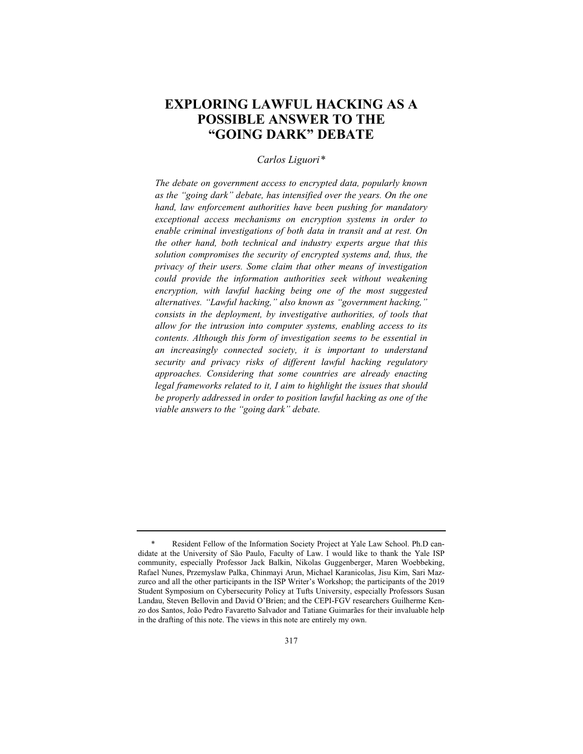# EXPLORING LAWFUL HACKING AS A POSSIBLE ANSWER TO THE "GOING DARK" DEBATE

*Carlos Liguori\**

*The debate on government access to encrypted data, popularly known as the "going dark" debate, has intensified over the years. On the one hand, law enforcement authorities have been pushing for mandatory exceptional access mechanisms on encryption systems in order to enable criminal investigations of both data in transit and at rest. On the other hand, both technical and industry experts argue that this solution compromises the security of encrypted systems and, thus, the privacy of their users. Some claim that other means of investigation could provide the information authorities seek without weakening encryption, with lawful hacking being one of the most suggested alternatives. "Lawful hacking," also known as "government hacking," consists in the deployment, by investigative authorities, of tools that allow for the intrusion into computer systems, enabling access to its contents. Although this form of investigation seems to be essential in an increasingly connected society, it is important to understand security and privacy risks of different lawful hacking regulatory approaches. Considering that some countries are already enacting legal frameworks related to it, I aim to highlight the issues that should be properly addressed in order to position lawful hacking as one of the viable answers to the "going dark" debate.*

---

\* Resident Fellow of the Information Society Project at Yale Law School. Ph.D candidate at the University of São Paulo, Faculty of Law. I would like to thank the Yale ISP community, especially Professor Jack Balkin, Nikolas Guggenberger, Maren Woebbeking, Rafael Nunes, Przemyslaw Palka, Chinmayi Arun, Michael Karanicolas, Jisu Kim, Sari Mazzurco and all the other participants in the ISP Writer's Workshop; the participants of the 2019 Student Symposium on Cybersecurity Policy at Tufts University, especially Professors Susan Landau, Steven Bellovin and David O'Brien; and the CEPI-FGV researchers Guilherme Kenzo dos Santos, João Pedro Favaretto Salvador and Tatiane Guimarães for their invaluable help in the drafting of this note. The views in this note are entirely my own.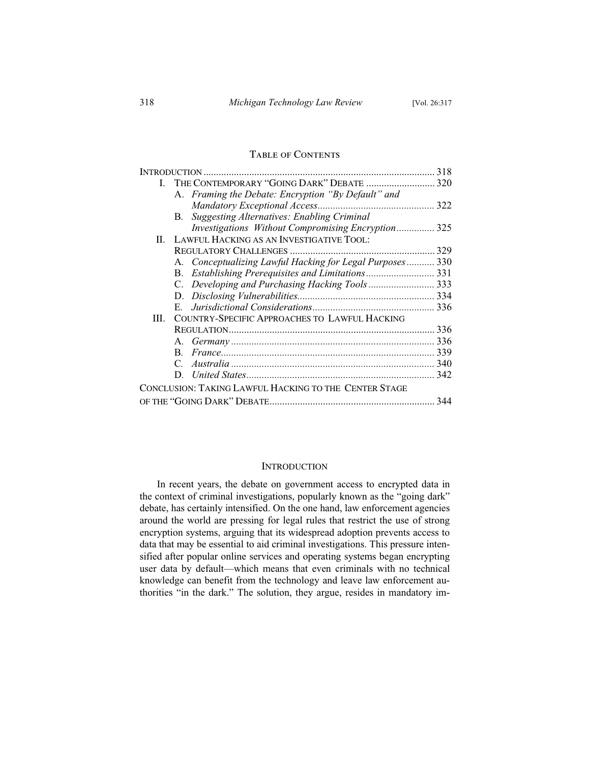## Table of Contents

| | | |
|---|---|---|
| Introduction | | 318 |
| I. | The Contemporary "Going Dark" Debate | 320 |
| | A. *Framing the Debate: Encryption "By Default" and Mandatory Exceptional Access* | 322 |
| | B. *Suggesting Alternatives: Enabling Criminal Investigations Without Compromising Encryption* | 325 |
| II. | Lawful Hacking as an Investigative Tool: Regulatory Challenges | 329 |
| | A. *Conceptualizing Lawful Hacking for Legal Purposes* | 330 |
| | B. *Establishing Prerequisites and Limitations* | 331 |
| | C. *Developing and Purchasing Hacking Tools* | 333 |
| | D. *Disclosing Vulnerabilities* | 334 |
| | E. *Jurisdictional Considerations* | 336 |
| III. | Country-Specific Approaches to Lawful Hacking Regulation | 336 |
| | A. *Germany* | 336 |
| | B. *France* | 339 |
| | C. *Australia* | 340 |
| | D. *United States* | 342 |
| Conclusion: Taking Lawful Hacking to the Center Stage of the "Going Dark" Debate | | 344 |

## Introduction

In recent years, the debate on government access to encrypted data in the context of criminal investigations, popularly known as the "going dark" debate, has certainly intensified. On the one hand, law enforcement agencies around the world are pressing for legal rules that restrict the use of strong encryption systems, arguing that its widespread adoption prevents access to data that may be essential to aid criminal investigations. This pressure intensified after popular online services and operating systems began encrypting user data by default—which means that even criminals with no technical knowledge can benefit from the technology and leave law enforcement authorities "in the dark." The solution, they argue, resides in mandatory im-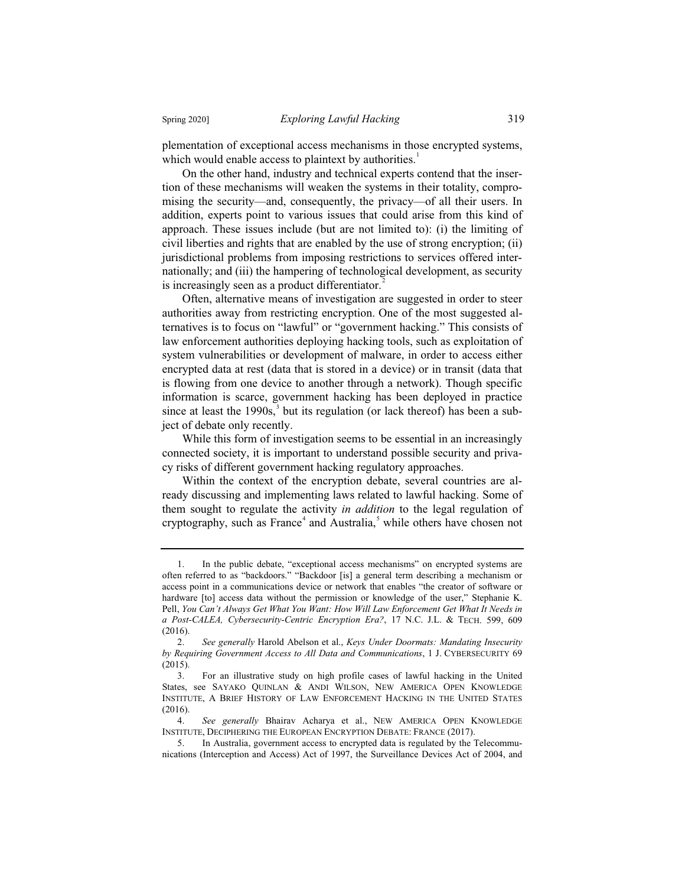plementation of exceptional access mechanisms in those encrypted systems, which would enable access to plaintext by authorities.[1]

On the other hand, industry and technical experts contend that the insertion of these mechanisms will weaken the systems in their totality, compromising the security—and, consequently, the privacy—of all their users. In addition, experts point to various issues that could arise from this kind of approach. These issues include (but are not limited to): (i) the limiting of civil liberties and rights that are enabled by the use of strong encryption; (ii) jurisdictional problems from imposing restrictions to services offered internationally; and (iii) the hampering of technological development, as security is increasingly seen as a product differentiator.[2]

Often, alternative means of investigation are suggested in order to steer authorities away from restricting encryption. One of the most suggested alternatives is to focus on "lawful" or "government hacking." This consists of law enforcement authorities deploying hacking tools, such as exploitation of system vulnerabilities or development of malware, in order to access either encrypted data at rest (data that is stored in a device) or in transit (data that is flowing from one device to another through a network). Though specific information is scarce, government hacking has been deployed in practice since at least the 1990s,[3] but its regulation (or lack thereof) has been a subject of debate only recently.

While this form of investigation seems to be essential in an increasingly connected society, it is important to understand possible security and privacy risks of different government hacking regulatory approaches.

Within the context of the encryption debate, several countries are already discussing and implementing laws related to lawful hacking. Some of them sought to regulate the activity *in addition* to the legal regulation of cryptography, such as France[4] and Australia,[5] while others have chosen not

---

1. In the public debate, "exceptional access mechanisms" on encrypted systems are often referred to as "backdoors." "Backdoor [is] a general term describing a mechanism or access point in a communications device or network that enables "the creator of software or hardware [to] access data without the permission or knowledge of the user," Stephanie K. Pell, *You Can't Always Get What You Want: How Will Law Enforcement Get What It Needs in a Post-CALEA, Cybersecurity-Centric Encryption Era?*, 17 N.C. J.L. & TECH. 599, 609 (2016).

2. *See generally* Harold Abelson et al., *Keys Under Doormats: Mandating Insecurity by Requiring Government Access to All Data and Communications*, 1 J. CYBERSECURITY 69 (2015).

3. For an illustrative study on high profile cases of lawful hacking in the United States, see SAYAKO QUINLAN & ANDI WILSON, NEW AMERICA OPEN KNOWLEDGE INSTITUTE, A BRIEF HISTORY OF LAW ENFORCEMENT HACKING IN THE UNITED STATES (2016).

4. *See generally* Bhairav Acharya et al., NEW AMERICA OPEN KNOWLEDGE INSTITUTE, DECIPHERING THE EUROPEAN ENCRYPTION DEBATE: FRANCE (2017).

5. In Australia, government access to encrypted data is regulated by the Telecommunications (Interception and Access) Act of 1997, the Surveillance Devices Act of 2004, and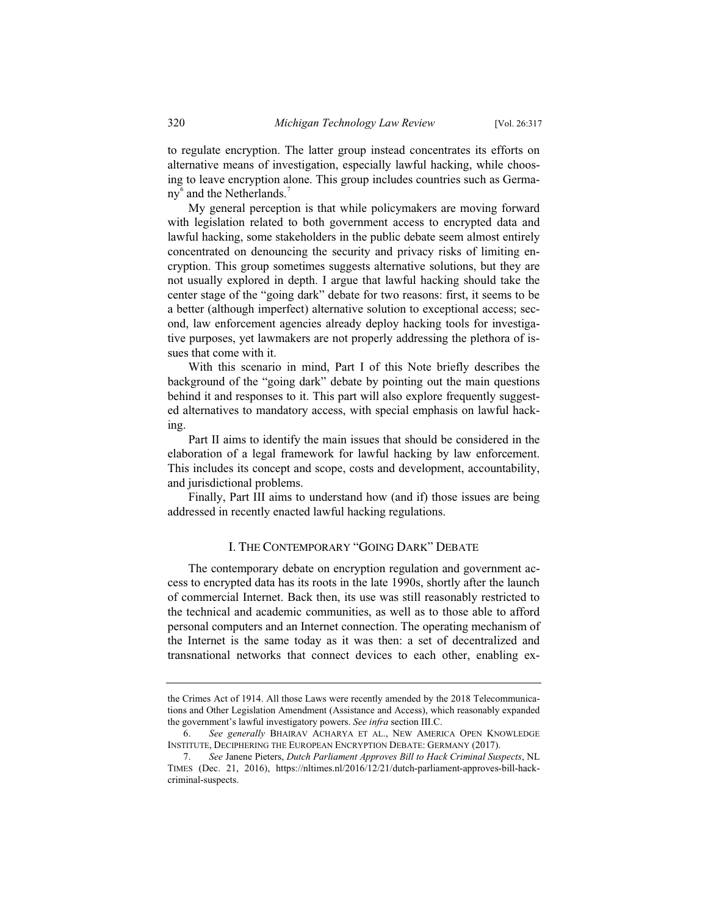to regulate encryption. The latter group instead concentrates its efforts on alternative means of investigation, especially lawful hacking, while choosing to leave encryption alone. This group includes countries such as Germany[6] and the Netherlands.[7]

My general perception is that while policymakers are moving forward with legislation related to both government access to encrypted data and lawful hacking, some stakeholders in the public debate seem almost entirely concentrated on denouncing the security and privacy risks of limiting encryption. This group sometimes suggests alternative solutions, but they are not usually explored in depth. I argue that lawful hacking should take the center stage of the "going dark" debate for two reasons: first, it seems to be a better (although imperfect) alternative solution to exceptional access; second, law enforcement agencies already deploy hacking tools for investigative purposes, yet lawmakers are not properly addressing the plethora of issues that come with it.

With this scenario in mind, Part I of this Note briefly describes the background of the "going dark" debate by pointing out the main questions behind it and responses to it. This part will also explore frequently suggested alternatives to mandatory access, with special emphasis on lawful hacking.

Part II aims to identify the main issues that should be considered in the elaboration of a legal framework for lawful hacking by law enforcement. This includes its concept and scope, costs and development, accountability, and jurisdictional problems.

Finally, Part III aims to understand how (and if) those issues are being addressed in recently enacted lawful hacking regulations.

## I. The Contemporary "Going Dark" Debate

The contemporary debate on encryption regulation and government access to encrypted data has its roots in the late 1990s, shortly after the launch of commercial Internet. Back then, its use was still reasonably restricted to the technical and academic communities, as well as to those able to afford personal computers and an Internet connection. The operating mechanism of the Internet is the same today as it was then: a set of decentralized and transnational networks that connect devices to each other, enabling ex-

---

the Crimes Act of 1914. All those Laws were recently amended by the 2018 Telecommunications and Other Legislation Amendment (Assistance and Access), which reasonably expanded the government's lawful investigatory powers. *See infra* section III.C.

6. *See generally* Bhairav Acharya et al., New America Open Knowledge Institute, Deciphering the European Encryption Debate: Germany (2017).

7. *See* Janene Pieters, *Dutch Parliament Approves Bill to Hack Criminal Suspects*, NL Times (Dec. 21, 2016), https://nltimes.nl/2016/12/21/dutch-parliament-approves-bill-hack-criminal-suspects.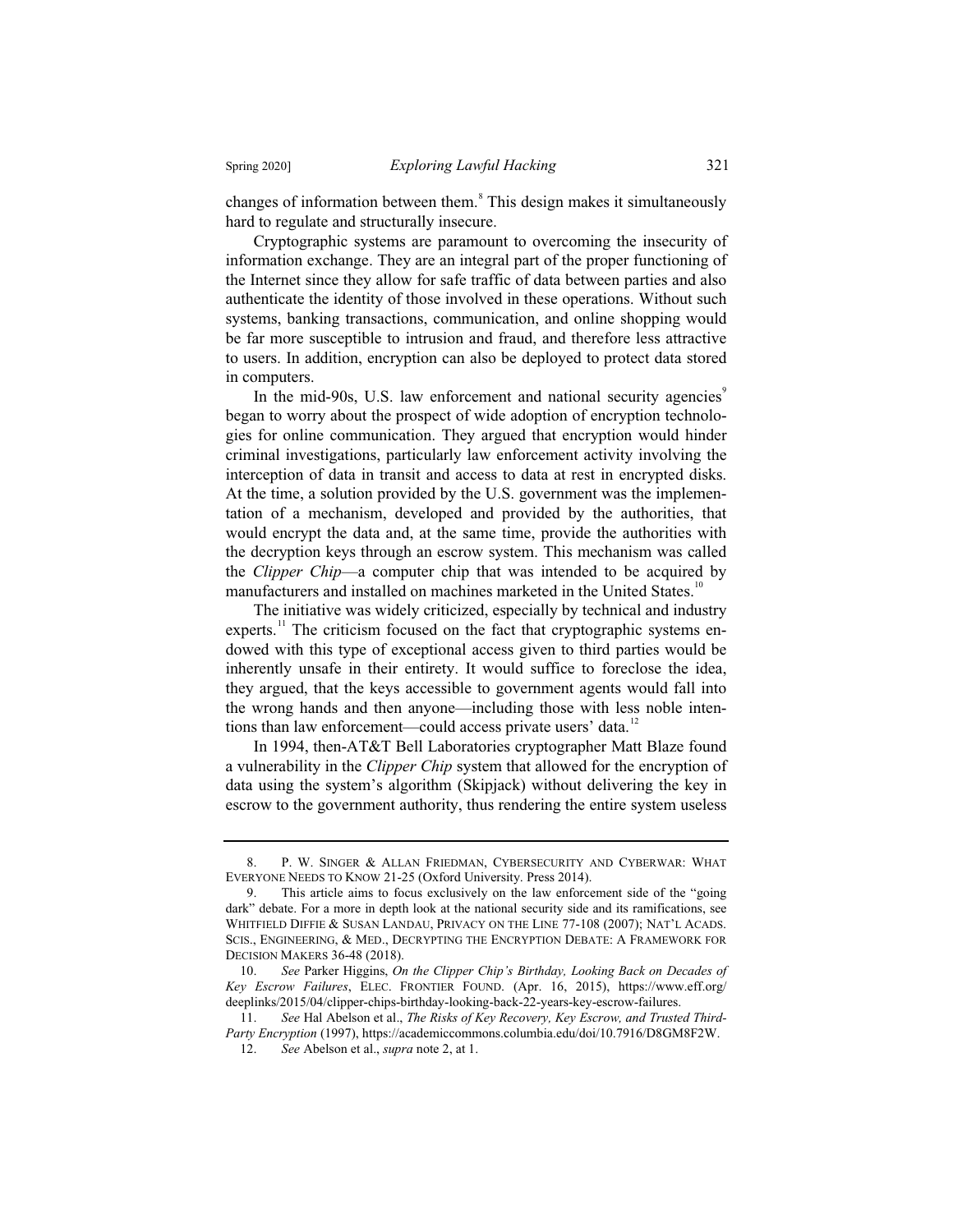changes of information between them.[8] This design makes it simultaneously hard to regulate and structurally insecure.

Cryptographic systems are paramount to overcoming the insecurity of information exchange. They are an integral part of the proper functioning of the Internet since they allow for safe traffic of data between parties and also authenticate the identity of those involved in these operations. Without such systems, banking transactions, communication, and online shopping would be far more susceptible to intrusion and fraud, and therefore less attractive to users. In addition, encryption can also be deployed to protect data stored in computers.

In the mid-90s, U.S. law enforcement and national security agencies[9] began to worry about the prospect of wide adoption of encryption technologies for online communication. They argued that encryption would hinder criminal investigations, particularly law enforcement activity involving the interception of data in transit and access to data at rest in encrypted disks. At the time, a solution provided by the U.S. government was the implementation of a mechanism, developed and provided by the authorities, that would encrypt the data and, at the same time, provide the authorities with the decryption keys through an escrow system. This mechanism was called the *Clipper Chip*—a computer chip that was intended to be acquired by manufacturers and installed on machines marketed in the United States.[10]

The initiative was widely criticized, especially by technical and industry experts.[11] The criticism focused on the fact that cryptographic systems endowed with this type of exceptional access given to third parties would be inherently unsafe in their entirety. It would suffice to foreclose the idea, they argued, that the keys accessible to government agents would fall into the wrong hands and then anyone—including those with less noble intentions than law enforcement—could access private users' data.[12]

In 1994, then-AT&T Bell Laboratories cryptographer Matt Blaze found a vulnerability in the *Clipper Chip* system that allowed for the encryption of data using the system's algorithm (Skipjack) without delivering the key in escrow to the government authority, thus rendering the entire system useless

---

8. P. W. SINGER & ALLAN FRIEDMAN, CYBERSECURITY AND CYBERWAR: WHAT EVERYONE NEEDS TO KNOW 21-25 (Oxford University. Press 2014).

9. This article aims to focus exclusively on the law enforcement side of the "going dark" debate. For a more in depth look at the national security side and its ramifications, see WHITFIELD DIFFIE & SUSAN LANDAU, PRIVACY ON THE LINE 77-108 (2007); NAT'L ACADS. SCIS., ENGINEERING, & MED., DECRYPTING THE ENCRYPTION DEBATE: A FRAMEWORK FOR DECISION MAKERS 36-48 (2018).

10. *See* Parker Higgins, *On the Clipper Chip's Birthday, Looking Back on Decades of Key Escrow Failures*, ELEC. FRONTIER FOUND. (Apr. 16, 2015), https://www.eff.org/deeplinks/2015/04/clipper-chips-birthday-looking-back-22-years-key-escrow-failures.

11. *See* Hal Abelson et al., *The Risks of Key Recovery, Key Escrow, and Trusted Third-Party Encryption* (1997), https://academiccommons.columbia.edu/doi/10.7916/D8GM8F2W.

12. *See* Abelson et al., *supra* note 2, at 1.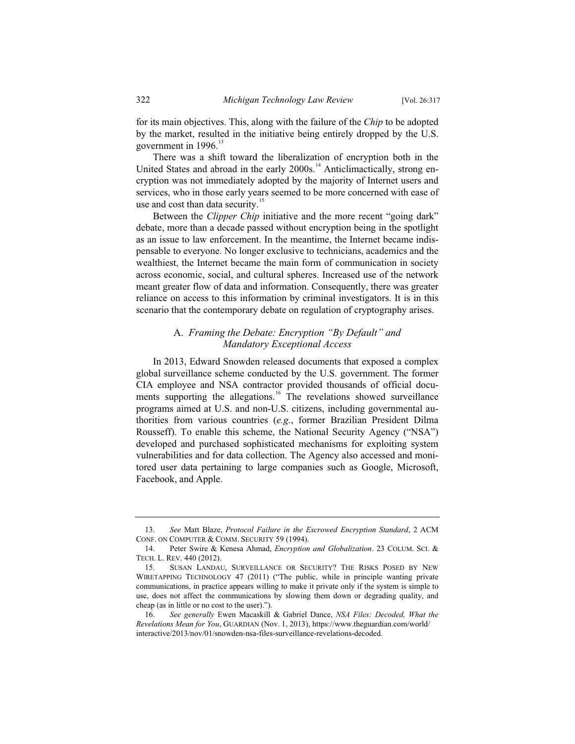for its main objectives. This, along with the failure of the *Chip* to be adopted by the market, resulted in the initiative being entirely dropped by the U.S. government in 1996.[13]

There was a shift toward the liberalization of encryption both in the United States and abroad in the early 2000s.[14] Anticlimactically, strong encryption was not immediately adopted by the majority of Internet users and services, who in those early years seemed to be more concerned with ease of use and cost than data security.[15]

Between the *Clipper Chip* initiative and the more recent "going dark" debate, more than a decade passed without encryption being in the spotlight as an issue to law enforcement. In the meantime, the Internet became indispensable to everyone. No longer exclusive to technicians, academics and the wealthiest, the Internet became the main form of communication in society across economic, social, and cultural spheres. Increased use of the network meant greater flow of data and information. Consequently, there was greater reliance on access to this information by criminal investigators. It is in this scenario that the contemporary debate on regulation of cryptography arises.

### A. *Framing the Debate: Encryption "By Default" and Mandatory Exceptional Access*

In 2013, Edward Snowden released documents that exposed a complex global surveillance scheme conducted by the U.S. government. The former CIA employee and NSA contractor provided thousands of official documents supporting the allegations.[16] The revelations showed surveillance programs aimed at U.S. and non-U.S. citizens, including governmental authorities from various countries (*e.g.*, former Brazilian President Dilma Rousseff). To enable this scheme, the National Security Agency ("NSA") developed and purchased sophisticated mechanisms for exploiting system vulnerabilities and for data collection. The Agency also accessed and monitored user data pertaining to large companies such as Google, Microsoft, Facebook, and Apple.

---

13. *See* Matt Blaze, *Protocol Failure in the Escrowed Encryption Standard*, 2 ACM CONF. ON COMPUTER & COMM. SECURITY 59 (1994).

14. Peter Swire & Kenesa Ahmad, *Encryption and Globalization*. 23 COLUM. SCI. & TECH. L. REV. 440 (2012).

15. SUSAN LANDAU, SURVEILLANCE OR SECURITY? THE RISKS POSED BY NEW WIRETAPPING TECHNOLOGY 47 (2011) ("The public, while in principle wanting private communications, in practice appears willing to make it private only if the system is simple to use, does not affect the communications by slowing them down or degrading quality, and cheap (as in little or no cost to the user).").

16. *See generally* Ewen Macaskill & Gabriel Dance, *NSA Files: Decoded, What the Revelations Mean for You*, GUARDIAN (Nov. 1, 2013), https://www.theguardian.com/world/interactive/2013/nov/01/snowden-nsa-files-surveillance-revelations-decoded.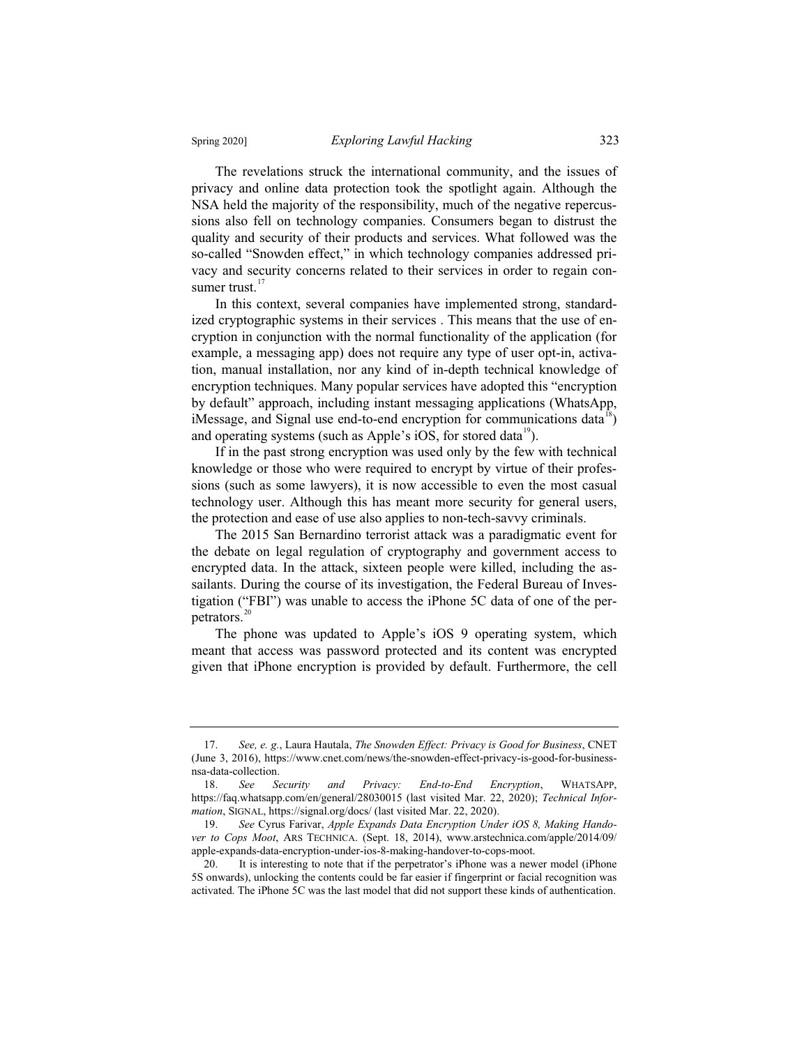The revelations struck the international community, and the issues of privacy and online data protection took the spotlight again. Although the NSA held the majority of the responsibility, much of the negative repercussions also fell on technology companies. Consumers began to distrust the quality and security of their products and services. What followed was the so-called "Snowden effect," in which technology companies addressed privacy and security concerns related to their services in order to regain consumer trust.[17]

In this context, several companies have implemented strong, standardized cryptographic systems in their services . This means that the use of encryption in conjunction with the normal functionality of the application (for example, a messaging app) does not require any type of user opt-in, activation, manual installation, nor any kind of in-depth technical knowledge of encryption techniques. Many popular services have adopted this "encryption by default" approach, including instant messaging applications (WhatsApp, iMessage, and Signal use end-to-end encryption for communications data[18]) and operating systems (such as Apple's iOS, for stored data[19]).

If in the past strong encryption was used only by the few with technical knowledge or those who were required to encrypt by virtue of their professions (such as some lawyers), it is now accessible to even the most casual technology user. Although this has meant more security for general users, the protection and ease of use also applies to non-tech-savvy criminals.

The 2015 San Bernardino terrorist attack was a paradigmatic event for the debate on legal regulation of cryptography and government access to encrypted data. In the attack, sixteen people were killed, including the assailants. During the course of its investigation, the Federal Bureau of Investigation ("FBI") was unable to access the iPhone 5C data of one of the perpetrators.[20]

The phone was updated to Apple's iOS 9 operating system, which meant that access was password protected and its content was encrypted given that iPhone encryption is provided by default. Furthermore, the cell

---

17. *See, e. g.*, Laura Hautala, *The Snowden Effect: Privacy is Good for Business*, CNET (June 3, 2016), https://www.cnet.com/news/the-snowden-effect-privacy-is-good-for-business-nsa-data-collection.

18. *See Security and Privacy: End-to-End Encryption*, WHATSAPP, https://faq.whatsapp.com/en/general/28030015 (last visited Mar. 22, 2020); *Technical Information*, SIGNAL, https://signal.org/docs/ (last visited Mar. 22, 2020).

19. *See* Cyrus Farivar, *Apple Expands Data Encryption Under iOS 8, Making Handover to Cops Moot*, ARS TECHNICA. (Sept. 18, 2014), www.arstechnica.com/apple/2014/09/apple-expands-data-encryption-under-ios-8-making-handover-to-cops-moot.

20. It is interesting to note that if the perpetrator's iPhone was a newer model (iPhone 5S onwards), unlocking the contents could be far easier if fingerprint or facial recognition was activated. The iPhone 5C was the last model that did not support these kinds of authentication.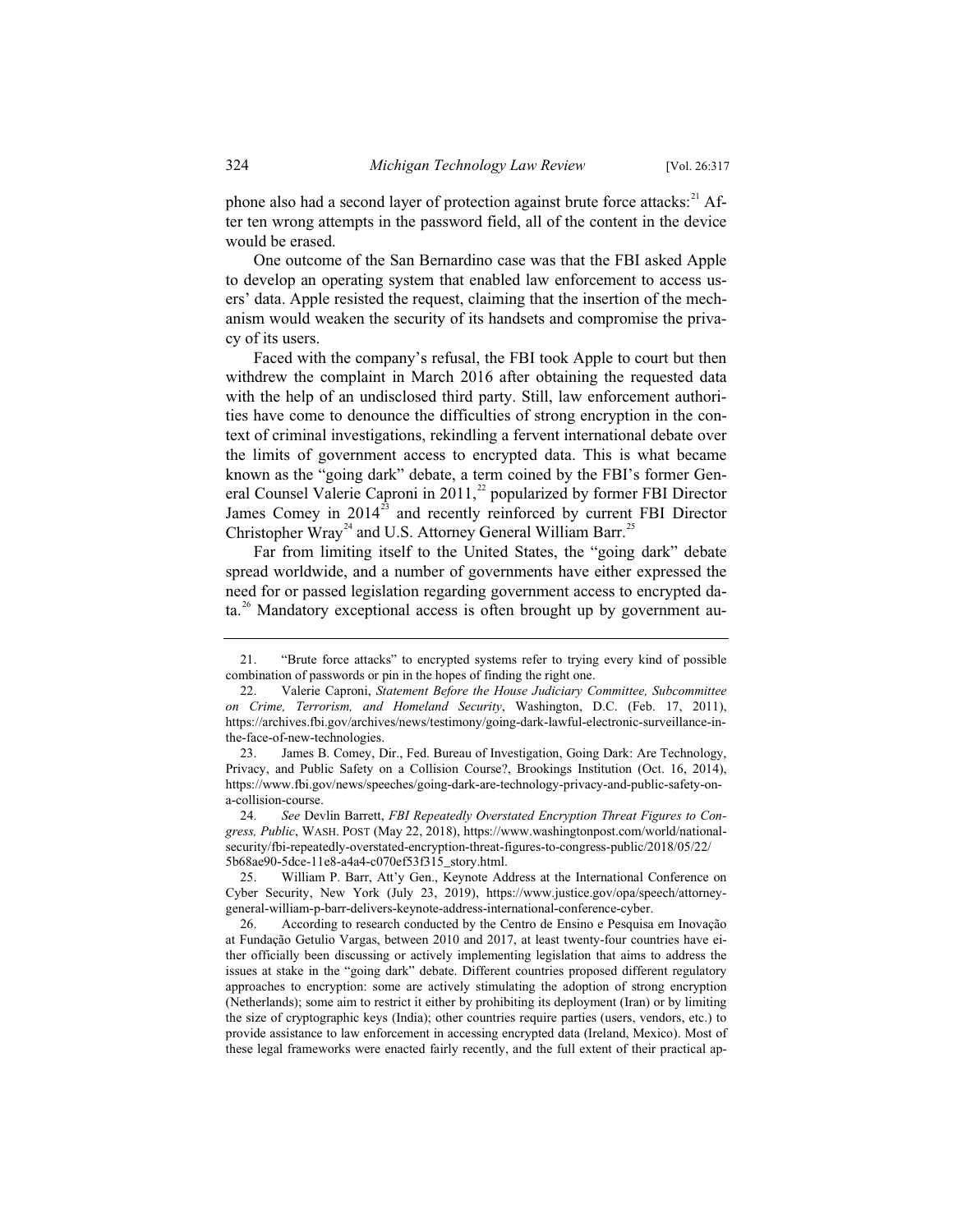phone also had a second layer of protection against brute force attacks:[21] After ten wrong attempts in the password field, all of the content in the device would be erased.

One outcome of the San Bernardino case was that the FBI asked Apple to develop an operating system that enabled law enforcement to access users' data. Apple resisted the request, claiming that the insertion of the mechanism would weaken the security of its handsets and compromise the privacy of its users.

Faced with the company's refusal, the FBI took Apple to court but then withdrew the complaint in March 2016 after obtaining the requested data with the help of an undisclosed third party. Still, law enforcement authorities have come to denounce the difficulties of strong encryption in the context of criminal investigations, rekindling a fervent international debate over the limits of government access to encrypted data. This is what became known as the "going dark" debate, a term coined by the FBI's former General Counsel Valerie Caproni in 2011,[22] popularized by former FBI Director James Comey in 2014[23] and recently reinforced by current FBI Director Christopher Wray[24] and U.S. Attorney General William Barr.[25]

Far from limiting itself to the United States, the "going dark" debate spread worldwide, and a number of governments have either expressed the need for or passed legislation regarding government access to encrypted data.[26] Mandatory exceptional access is often brought up by government au-

---

21. "Brute force attacks" to encrypted systems refer to trying every kind of possible combination of passwords or pin in the hopes of finding the right one.

22. Valerie Caproni, *Statement Before the House Judiciary Committee, Subcommittee on Crime, Terrorism, and Homeland Security*, Washington, D.C. (Feb. 17, 2011), https://archives.fbi.gov/archives/news/testimony/going-dark-lawful-electronic-surveillance-in-the-face-of-new-technologies.

23. James B. Comey, Dir., Fed. Bureau of Investigation, Going Dark: Are Technology, Privacy, and Public Safety on a Collision Course?, Brookings Institution (Oct. 16, 2014), https://www.fbi.gov/news/speeches/going-dark-are-technology-privacy-and-public-safety-on-a-collision-course.

24. *See* Devlin Barrett, *FBI Repeatedly Overstated Encryption Threat Figures to Congress, Public*, WASH. POST (May 22, 2018), https://www.washingtonpost.com/world/national-security/fbi-repeatedly-overstated-encryption-threat-figures-to-congress-public/2018/05/22/5b68ae90-5dce-11e8-a4a4-c070ef53f315_story.html.

25. William P. Barr, Att'y Gen., Keynote Address at the International Conference on Cyber Security, New York (July 23, 2019), https://www.justice.gov/opa/speech/attorney-general-william-p-barr-delivers-keynote-address-international-conference-cyber.

26. According to research conducted by the Centro de Ensino e Pesquisa em Inovação at Fundação Getulio Vargas, between 2010 and 2017, at least twenty-four countries have either officially been discussing or actively implementing legislation that aims to address the issues at stake in the "going dark" debate. Different countries proposed different regulatory approaches to encryption: some are actively stimulating the adoption of strong encryption (Netherlands); some aim to restrict it either by prohibiting its deployment (Iran) or by limiting the size of cryptographic keys (India); other countries require parties (users, vendors, etc.) to provide assistance to law enforcement in accessing encrypted data (Ireland, Mexico). Most of these legal frameworks were enacted fairly recently, and the full extent of their practical ap-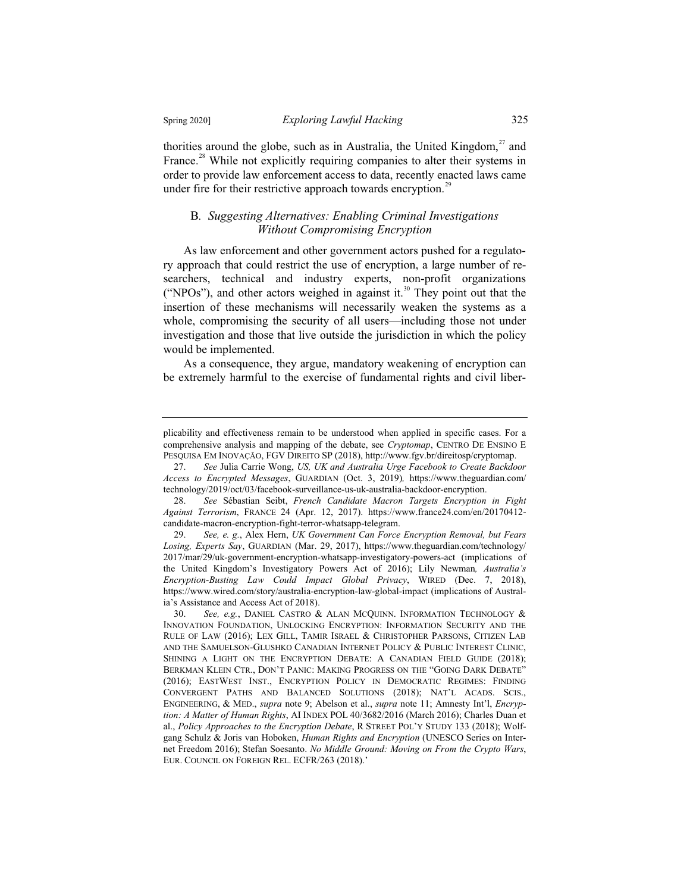thorities around the globe, such as in Australia, the United Kingdom,[27] and France.[28] While not explicitly requiring companies to alter their systems in order to provide law enforcement access to data, recently enacted laws came under fire for their restrictive approach towards encryption.[29]

### B. *Suggesting Alternatives: Enabling Criminal Investigations Without Compromising Encryption*

As law enforcement and other government actors pushed for a regulatory approach that could restrict the use of encryption, a large number of researchers, technical and industry experts, non-profit organizations ("NPOs"), and other actors weighed in against it.[30] They point out that the insertion of these mechanisms will necessarily weaken the systems as a whole, compromising the security of all users—including those not under investigation and those that live outside the jurisdiction in which the policy would be implemented.

As a consequence, they argue, mandatory weakening of encryption can be extremely harmful to the exercise of fundamental rights and civil liber-

---

plicability and effectiveness remain to be understood when applied in specific cases. For a comprehensive analysis and mapping of the debate, see *Cryptomap*, CENTRO DE ENSINO E PESQUISA EM INOVAÇÃO, FGV DIREITO SP (2018), http://www.fgv.br/direitosp/cryptomap.

27. *See* Julia Carrie Wong, *US, UK and Australia Urge Facebook to Create Backdoor Access to Encrypted Messages*, GUARDIAN (Oct. 3, 2019), https://www.theguardian.com/technology/2019/oct/03/facebook-surveillance-us-uk-australia-backdoor-encryption.

28. *See* Sébastian Seibt, *French Candidate Macron Targets Encryption in Fight Against Terrorism*, FRANCE 24 (Apr. 12, 2017). https://www.france24.com/en/20170412-candidate-macron-encryption-fight-terror-whatsapp-telegram.

29. *See, e. g.*, Alex Hern, *UK Government Can Force Encryption Removal, but Fears Losing, Experts Say*, GUARDIAN (Mar. 29, 2017), https://www.theguardian.com/technology/2017/mar/29/uk-government-encryption-whatsapp-investigatory-powers-act (implications of the United Kingdom's Investigatory Powers Act of 2016); Lily Newman*, Australia's Encryption-Busting Law Could Impact Global Privacy*, WIRED (Dec. 7, 2018), https://www.wired.com/story/australia-encryption-law-global-impact (implications of Australia's Assistance and Access Act of 2018).

30. *See, e.g.*, DANIEL CASTRO & ALAN MCQUINN. INFORMATION TECHNOLOGY & INNOVATION FOUNDATION, UNLOCKING ENCRYPTION: INFORMATION SECURITY AND THE RULE OF LAW (2016); LEX GILL, TAMIR ISRAEL & CHRISTOPHER PARSONS, CITIZEN LAB AND THE SAMUELSON-GLUSHKO CANADIAN INTERNET POLICY & PUBLIC INTEREST CLINIC, SHINING A LIGHT ON THE ENCRYPTION DEBATE: A CANADIAN FIELD GUIDE (2018); BERKMAN KLEIN CTR., DON'T PANIC: MAKING PROGRESS ON THE "GOING DARK DEBATE" (2016); EASTWEST INST., ENCRYPTION POLICY IN DEMOCRATIC REGIMES: FINDING CONVERGENT PATHS AND BALANCED SOLUTIONS (2018); NAT'L ACADS. SCIS., ENGINEERING, & MED., *supra* note 9; Abelson et al., *supra* note 11; Amnesty Int'l, *Encryption: A Matter of Human Rights*, AI INDEX POL 40/3682/2016 (March 2016); Charles Duan et al., *Policy Approaches to the Encryption Debate*, R STREET POL'Y STUDY 133 (2018); Wolfgang Schulz & Joris van Hoboken, *Human Rights and Encryption* (UNESCO Series on Internet Freedom 2016); Stefan Soesanto. *No Middle Ground: Moving on From the Crypto Wars*, EUR. COUNCIL ON FOREIGN REL. ECFR/263 (2018).'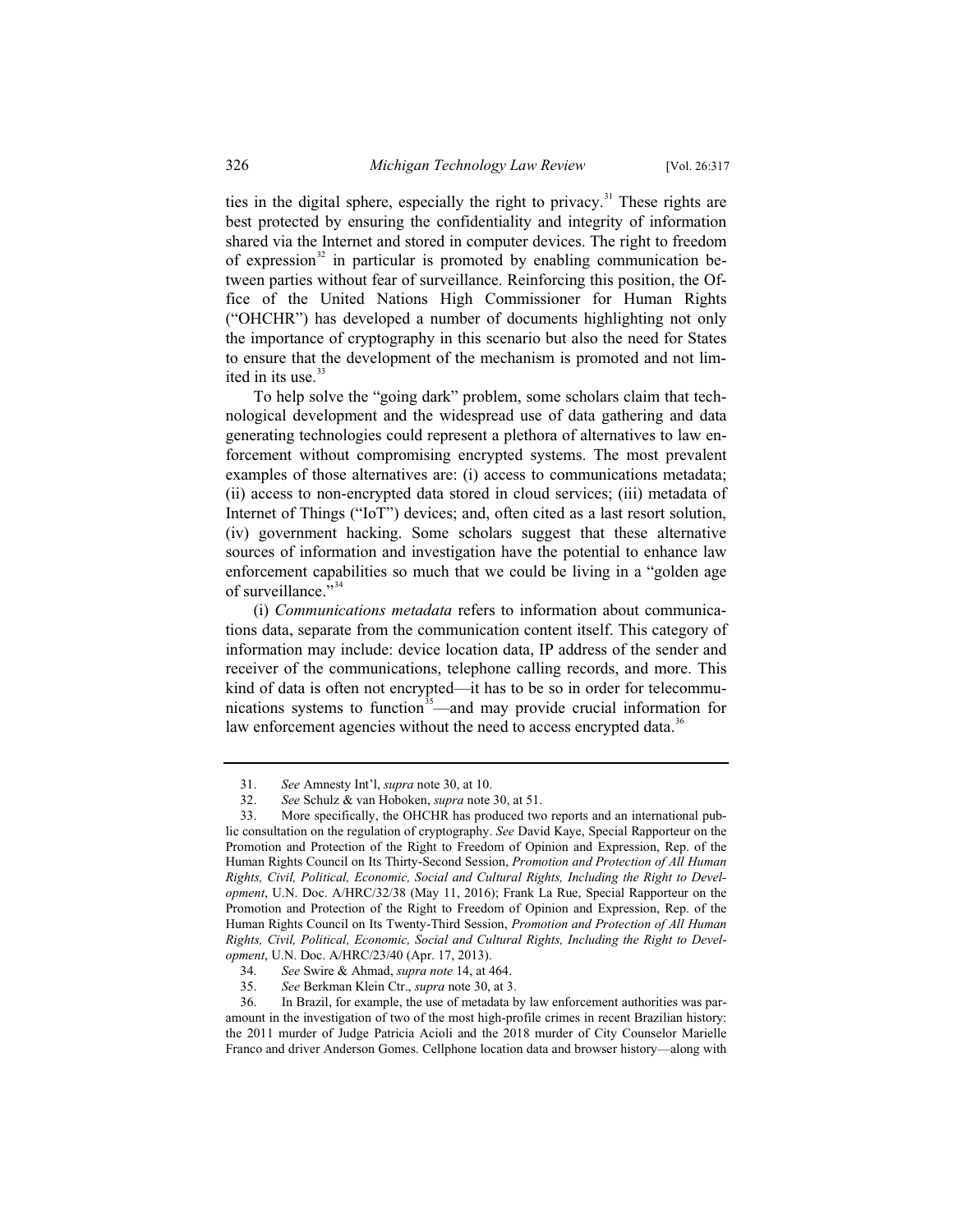ties in the digital sphere, especially the right to privacy.[31] These rights are best protected by ensuring the confidentiality and integrity of information shared via the Internet and stored in computer devices. The right to freedom of expression[32] in particular is promoted by enabling communication between parties without fear of surveillance. Reinforcing this position, the Office of the United Nations High Commissioner for Human Rights ("OHCHR") has developed a number of documents highlighting not only the importance of cryptography in this scenario but also the need for States to ensure that the development of the mechanism is promoted and not limited in its use.[33]

To help solve the "going dark" problem, some scholars claim that technological development and the widespread use of data gathering and data generating technologies could represent a plethora of alternatives to law enforcement without compromising encrypted systems. The most prevalent examples of those alternatives are: (i) access to communications metadata; (ii) access to non-encrypted data stored in cloud services; (iii) metadata of Internet of Things ("IoT") devices; and, often cited as a last resort solution, (iv) government hacking. Some scholars suggest that these alternative sources of information and investigation have the potential to enhance law enforcement capabilities so much that we could be living in a "golden age of surveillance."[34]

(i) *Communications metadata* refers to information about communications data, separate from the communication content itself. This category of information may include: device location data, IP address of the sender and receiver of the communications, telephone calling records, and more. This kind of data is often not encrypted—it has to be so in order for telecommunications systems to function[35]—and may provide crucial information for law enforcement agencies without the need to access encrypted data.[36]

---

31. *See* Amnesty Int'l, *supra* note 30, at 10.

32. *See* Schulz & van Hoboken, *supra* note 30, at 51.

33. More specifically, the OHCHR has produced two reports and an international public consultation on the regulation of cryptography. *See* David Kaye, Special Rapporteur on the Promotion and Protection of the Right to Freedom of Opinion and Expression, Rep. of the Human Rights Council on Its Thirty-Second Session, *Promotion and Protection of All Human Rights, Civil, Political, Economic, Social and Cultural Rights, Including the Right to Development*, U.N. Doc. A/HRC/32/38 (May 11, 2016); Frank La Rue, Special Rapporteur on the Promotion and Protection of the Right to Freedom of Opinion and Expression, Rep. of the Human Rights Council on Its Twenty-Third Session, *Promotion and Protection of All Human Rights, Civil, Political, Economic, Social and Cultural Rights, Including the Right to Development*, U.N. Doc. A/HRC/23/40 (Apr. 17, 2013).

34. *See* Swire & Ahmad, *supra note* 14, at 464.

35. *See* Berkman Klein Ctr., *supra* note 30, at 3.

36. In Brazil, for example, the use of metadata by law enforcement authorities was paramount in the investigation of two of the most high-profile crimes in recent Brazilian history: the 2011 murder of Judge Patricia Acioli and the 2018 murder of City Counselor Marielle Franco and driver Anderson Gomes. Cellphone location data and browser history—along with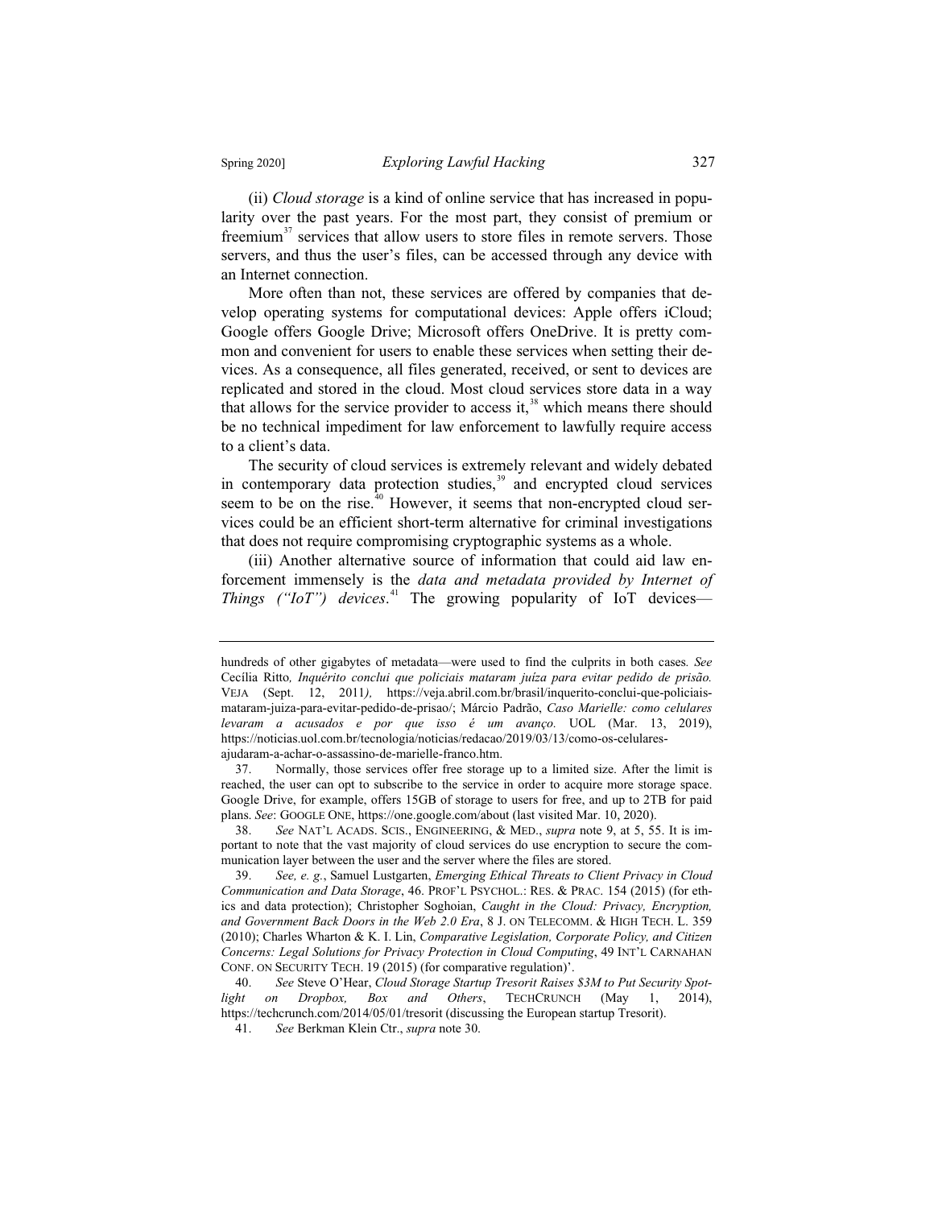(ii) *Cloud storage* is a kind of online service that has increased in popularity over the past years. For the most part, they consist of premium or freemium[37] services that allow users to store files in remote servers. Those servers, and thus the user's files, can be accessed through any device with an Internet connection.

More often than not, these services are offered by companies that develop operating systems for computational devices: Apple offers iCloud; Google offers Google Drive; Microsoft offers OneDrive. It is pretty common and convenient for users to enable these services when setting their devices. As a consequence, all files generated, received, or sent to devices are replicated and stored in the cloud. Most cloud services store data in a way that allows for the service provider to access it,[38] which means there should be no technical impediment for law enforcement to lawfully require access to a client's data.

The security of cloud services is extremely relevant and widely debated in contemporary data protection studies,[39] and encrypted cloud services seem to be on the rise.[40] However, it seems that non-encrypted cloud services could be an efficient short-term alternative for criminal investigations that does not require compromising cryptographic systems as a whole.

(iii) Another alternative source of information that could aid law enforcement immensely is the *data and metadata provided by Internet of Things ("IoT") devices*.[41] The growing popularity of IoT devices—

---

hundreds of other gigabytes of metadata—were used to find the culprits in both cases. *See* Cecília Ritto, *Inquérito conclui que policiais mataram juíza para evitar pedido de prisão.* VEJA (Sept. 12, 2011), https://veja.abril.com.br/brasil/inquerito-conclui-que-policiais-mataram-juiza-para-evitar-pedido-de-prisao/; Márcio Padrão, *Caso Marielle: como celulares levaram a acusados e por que isso é um avanço.* UOL (Mar. 13, 2019), https://noticias.uol.com.br/tecnologia/noticias/redacao/2019/03/13/como-os-celulares-ajudaram-a-achar-o-assassino-de-marielle-franco.htm.

37. Normally, those services offer free storage up to a limited size. After the limit is reached, the user can opt to subscribe to the service in order to acquire more storage space. Google Drive, for example, offers 15GB of storage to users for free, and up to 2TB for paid plans. *See*: GOOGLE ONE, https://one.google.com/about (last visited Mar. 10, 2020).

38. *See* NAT'L ACADS. SCIS., ENGINEERING, & MED., *supra* note 9, at 5, 55. It is important to note that the vast majority of cloud services do use encryption to secure the communication layer between the user and the server where the files are stored.

39. *See, e. g.*, Samuel Lustgarten, *Emerging Ethical Threats to Client Privacy in Cloud Communication and Data Storage*, 46. PROF'L PSYCHOL.: RES. & PRAC. 154 (2015) (for ethics and data protection); Christopher Soghoian, *Caught in the Cloud: Privacy, Encryption, and Government Back Doors in the Web 2.0 Era*, 8 J. ON TELECOMM. & HIGH TECH. L. 359 (2010); Charles Wharton & K. I. Lin, *Comparative Legislation, Corporate Policy, and Citizen Concerns: Legal Solutions for Privacy Protection in Cloud Computing*, 49 INT'L CARNAHAN CONF. ON SECURITY TECH. 19 (2015) (for comparative regulation)'.

40. *See* Steve O'Hear, *Cloud Storage Startup Tresorit Raises $3M to Put Security Spotlight on Dropbox, Box and Others*, TECHCRUNCH (May 1, 2014), https://techcrunch.com/2014/05/01/tresorit (discussing the European startup Tresorit).

41. *See* Berkman Klein Ctr., *supra* note 30.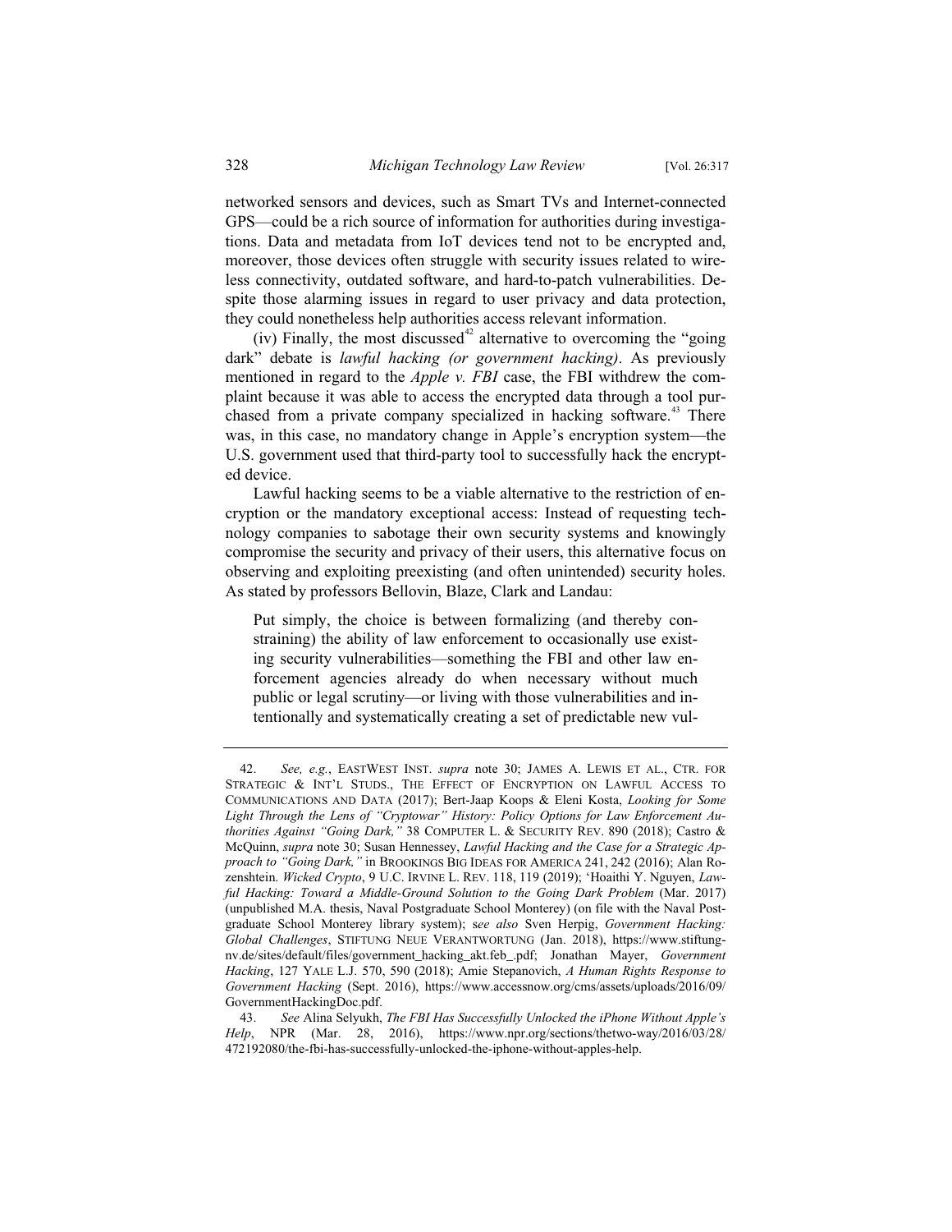networked sensors and devices, such as Smart TVs and Internet-connected GPS—could be a rich source of information for authorities during investigations. Data and metadata from IoT devices tend not to be encrypted and, moreover, those devices often struggle with security issues related to wireless connectivity, outdated software, and hard-to-patch vulnerabilities. Despite those alarming issues in regard to user privacy and data protection, they could nonetheless help authorities access relevant information.

(iv) Finally, the most discussed[42] alternative to overcoming the "going dark" debate is *lawful hacking (or government hacking)*. As previously mentioned in regard to the *Apple v. FBI* case, the FBI withdrew the complaint because it was able to access the encrypted data through a tool purchased from a private company specialized in hacking software.[43] There was, in this case, no mandatory change in Apple's encryption system—the U.S. government used that third-party tool to successfully hack the encrypted device.

Lawful hacking seems to be a viable alternative to the restriction of encryption or the mandatory exceptional access: Instead of requesting technology companies to sabotage their own security systems and knowingly compromise the security and privacy of their users, this alternative focus on observing and exploiting preexisting (and often unintended) security holes. As stated by professors Bellovin, Blaze, Clark and Landau:

> Put simply, the choice is between formalizing (and thereby constraining) the ability of law enforcement to occasionally use existing security vulnerabilities—something the FBI and other law enforcement agencies already do when necessary without much public or legal scrutiny—or living with those vulnerabilities and intentionally and systematically creating a set of predictable new vul-

---

42. *See, e.g.*, EASTWEST INST. *supra* note 30; JAMES A. LEWIS ET AL., CTR. FOR STRATEGIC & INT'L STUDS., THE EFFECT OF ENCRYPTION ON LAWFUL ACCESS TO COMMUNICATIONS AND DATA (2017); Bert-Jaap Koops & Eleni Kosta, *Looking for Some Light Through the Lens of "Cryptowar" History: Policy Options for Law Enforcement Authorities Against "Going Dark,"* 38 COMPUTER L. & SECURITY REV. 890 (2018); Castro & McQuinn, *supra* note 30; Susan Hennessey, *Lawful Hacking and the Case for a Strategic Approach to "Going Dark,"* in BROOKINGS BIG IDEAS FOR AMERICA 241, 242 (2016); Alan Rozenshtein. *Wicked Crypto*, 9 U.C. IRVINE L. REV. 118, 119 (2019); 'Hoaithi Y. Nguyen, *Lawful Hacking: Toward a Middle-Ground Solution to the Going Dark Problem* (Mar. 2017) (unpublished M.A. thesis, Naval Postgraduate School Monterey) (on file with the Naval Postgraduate School Monterey library system); s*ee also* Sven Herpig, *Government Hacking: Global Challenges*, STIFTUNG NEUE VERANTWORTUNG (Jan. 2018), https://www.stiftung-nv.de/sites/default/files/government_hacking_akt.feb_.pdf; Jonathan Mayer, *Government Hacking*, 127 YALE L.J. 570, 590 (2018); Amie Stepanovich, *A Human Rights Response to Government Hacking* (Sept. 2016), https://www.accessnow.org/cms/assets/uploads/2016/09/GovernmentHackingDoc.pdf.

43. *See* Alina Selyukh, *The FBI Has Successfully Unlocked the iPhone Without Apple's Help*, NPR (Mar. 28, 2016), https://www.npr.org/sections/thetwo-way/2016/03/28/472192080/the-fbi-has-successfully-unlocked-the-iphone-without-apples-help.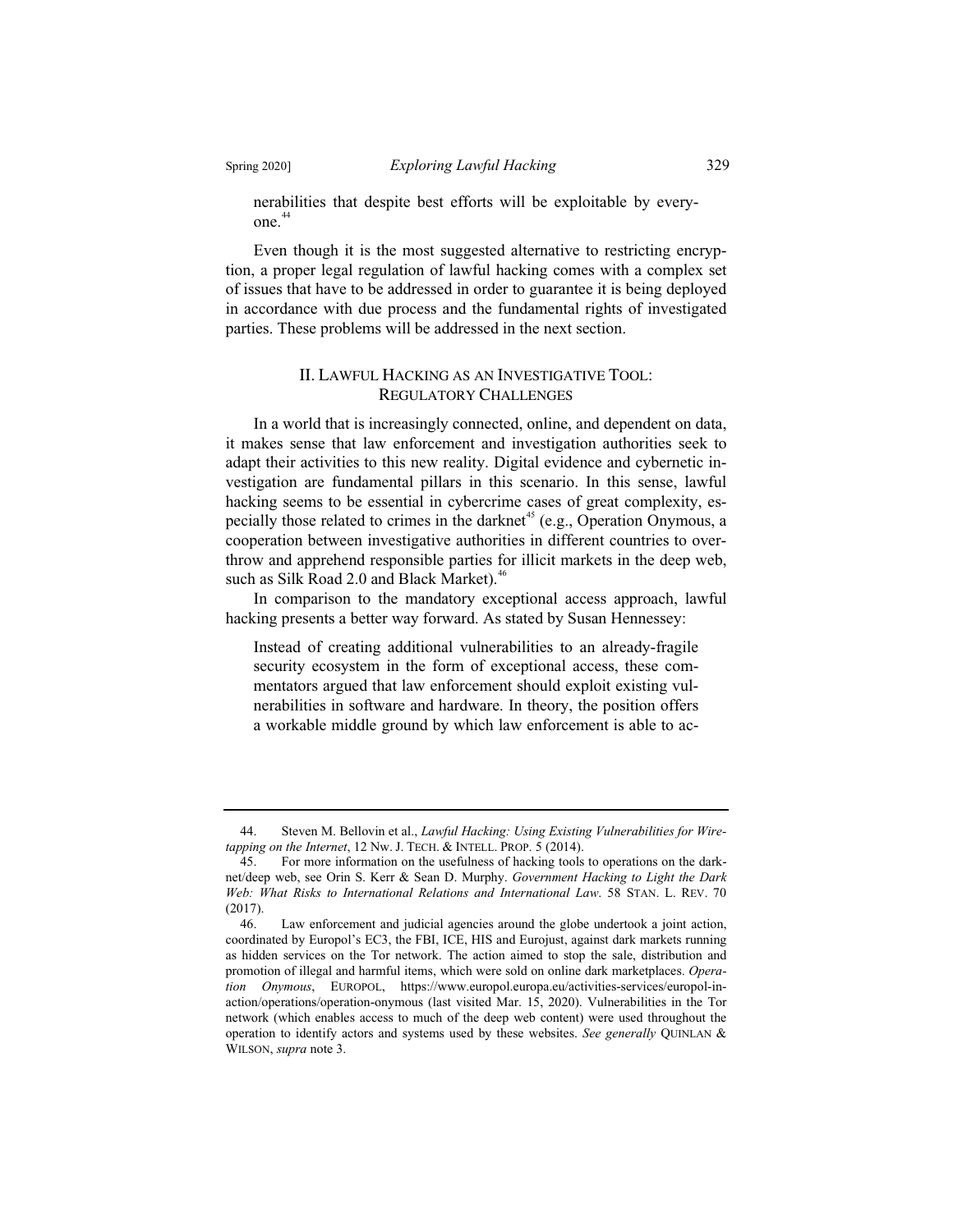nerabilities that despite best efforts will be exploitable by everyone.[44]

Even though it is the most suggested alternative to restricting encryption, a proper legal regulation of lawful hacking comes with a complex set of issues that have to be addressed in order to guarantee it is being deployed in accordance with due process and the fundamental rights of investigated parties. These problems will be addressed in the next section.

## II. Lawful Hacking as an Investigative Tool: Regulatory Challenges

In a world that is increasingly connected, online, and dependent on data, it makes sense that law enforcement and investigation authorities seek to adapt their activities to this new reality. Digital evidence and cybernetic investigation are fundamental pillars in this scenario. In this sense, lawful hacking seems to be essential in cybercrime cases of great complexity, especially those related to crimes in the darknet[45] (e.g., Operation Onymous, a cooperation between investigative authorities in different countries to overthrow and apprehend responsible parties for illicit markets in the deep web, such as Silk Road 2.0 and Black Market).[46]

In comparison to the mandatory exceptional access approach, lawful hacking presents a better way forward. As stated by Susan Hennessey:

> Instead of creating additional vulnerabilities to an already-fragile security ecosystem in the form of exceptional access, these commentators argued that law enforcement should exploit existing vulnerabilities in software and hardware. In theory, the position offers a workable middle ground by which law enforcement is able to ac-

---

44. Steven M. Bellovin et al., *Lawful Hacking: Using Existing Vulnerabilities for Wiretapping on the Internet*, 12 Nw. J. Tech. & Intell. Prop. 5 (2014).

45. For more information on the usefulness of hacking tools to operations on the darknet/deep web, see Orin S. Kerr & Sean D. Murphy. *Government Hacking to Light the Dark Web: What Risks to International Relations and International Law*. 58 Stan. L. Rev. 70 (2017).

46. Law enforcement and judicial agencies around the globe undertook a joint action, coordinated by Europol's EC3, the FBI, ICE, HIS and Eurojust, against dark markets running as hidden services on the Tor network. The action aimed to stop the sale, distribution and promotion of illegal and harmful items, which were sold on online dark marketplaces. *Operation Onymous*, Europol, https://www.europol.europa.eu/activities-services/europol-in-action/operations/operation-onymous (last visited Mar. 15, 2020). Vulnerabilities in the Tor network (which enables access to much of the deep web content) were used throughout the operation to identify actors and systems used by these websites. *See generally* Quinlan & Wilson, *supra* note 3.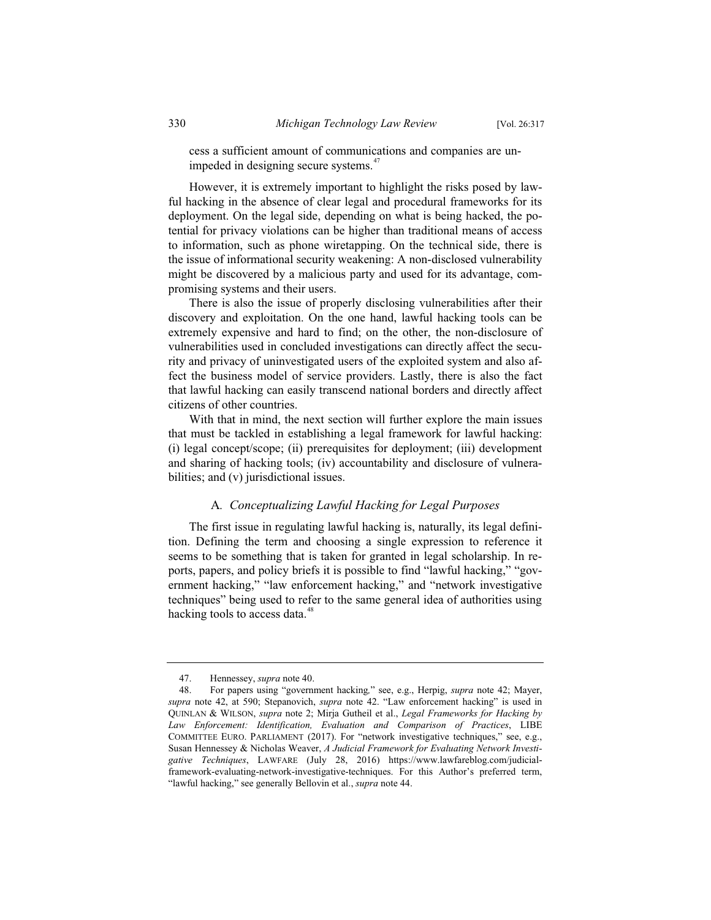cess a sufficient amount of communications and companies are unimpeded in designing secure systems.[47]

However, it is extremely important to highlight the risks posed by lawful hacking in the absence of clear legal and procedural frameworks for its deployment. On the legal side, depending on what is being hacked, the potential for privacy violations can be higher than traditional means of access to information, such as phone wiretapping. On the technical side, there is the issue of informational security weakening: A non-disclosed vulnerability might be discovered by a malicious party and used for its advantage, compromising systems and their users.

There is also the issue of properly disclosing vulnerabilities after their discovery and exploitation. On the one hand, lawful hacking tools can be extremely expensive and hard to find; on the other, the non-disclosure of vulnerabilities used in concluded investigations can directly affect the security and privacy of uninvestigated users of the exploited system and also affect the business model of service providers. Lastly, there is also the fact that lawful hacking can easily transcend national borders and directly affect citizens of other countries.

With that in mind, the next section will further explore the main issues that must be tackled in establishing a legal framework for lawful hacking: (i) legal concept/scope; (ii) prerequisites for deployment; (iii) development and sharing of hacking tools; (iv) accountability and disclosure of vulnerabilities; and (v) jurisdictional issues.

### A. *Conceptualizing Lawful Hacking for Legal Purposes*

The first issue in regulating lawful hacking is, naturally, its legal definition. Defining the term and choosing a single expression to reference it seems to be something that is taken for granted in legal scholarship. In reports, papers, and policy briefs it is possible to find "lawful hacking," "government hacking," "law enforcement hacking," and "network investigative techniques" being used to refer to the same general idea of authorities using hacking tools to access data.[48]

---

47. Hennessey, *supra* note 40.

48. For papers using "government hacking," see, e.g., Herpig, *supra* note 42; Mayer, *supra* note 42, at 590; Stepanovich, *supra* note 42. "Law enforcement hacking" is used in QUINLAN & WILSON, *supra* note 2; Mirja Gutheil et al., *Legal Frameworks for Hacking by Law Enforcement: Identification, Evaluation and Comparison of Practices*, LIBE COMMITTEE EURO. PARLIAMENT (2017). For "network investigative techniques," see, e.g., Susan Hennessey & Nicholas Weaver, *A Judicial Framework for Evaluating Network Investigative Techniques*, LAWFARE (July 28, 2016) https://www.lawfareblog.com/judicial-framework-evaluating-network-investigative-techniques. For this Author's preferred term, "lawful hacking," see generally Bellovin et al., *supra* note 44.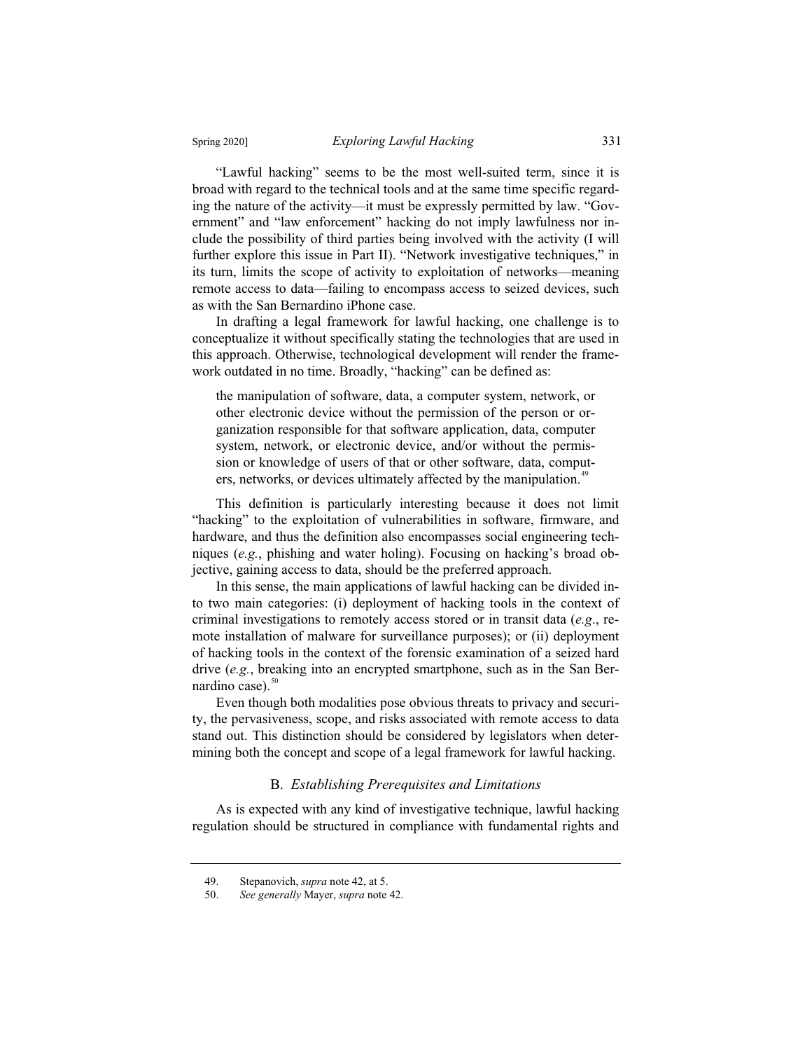"Lawful hacking" seems to be the most well-suited term, since it is broad with regard to the technical tools and at the same time specific regarding the nature of the activity—it must be expressly permitted by law. "Government" and "law enforcement" hacking do not imply lawfulness nor include the possibility of third parties being involved with the activity (I will further explore this issue in Part II). "Network investigative techniques," in its turn, limits the scope of activity to exploitation of networks—meaning remote access to data—failing to encompass access to seized devices, such as with the San Bernardino iPhone case.

In drafting a legal framework for lawful hacking, one challenge is to conceptualize it without specifically stating the technologies that are used in this approach. Otherwise, technological development will render the framework outdated in no time. Broadly, "hacking" can be defined as:

> the manipulation of software, data, a computer system, network, or other electronic device without the permission of the person or organization responsible for that software application, data, computer system, network, or electronic device, and/or without the permission or knowledge of users of that or other software, data, computers, networks, or devices ultimately affected by the manipulation.[49]

This definition is particularly interesting because it does not limit "hacking" to the exploitation of vulnerabilities in software, firmware, and hardware, and thus the definition also encompasses social engineering techniques (*e.g.*, phishing and water holing). Focusing on hacking's broad objective, gaining access to data, should be the preferred approach.

In this sense, the main applications of lawful hacking can be divided into two main categories: (i) deployment of hacking tools in the context of criminal investigations to remotely access stored or in transit data (*e.g*., remote installation of malware for surveillance purposes); or (ii) deployment of hacking tools in the context of the forensic examination of a seized hard drive (*e.g.*, breaking into an encrypted smartphone, such as in the San Bernardino case).[50]

Even though both modalities pose obvious threats to privacy and security, the pervasiveness, scope, and risks associated with remote access to data stand out. This distinction should be considered by legislators when determining both the concept and scope of a legal framework for lawful hacking.

### B. *Establishing Prerequisites and Limitations*

As is expected with any kind of investigative technique, lawful hacking regulation should be structured in compliance with fundamental rights and

---

49. Stepanovich, *supra* note 42, at 5.

50. *See generally* Mayer, *supra* note 42.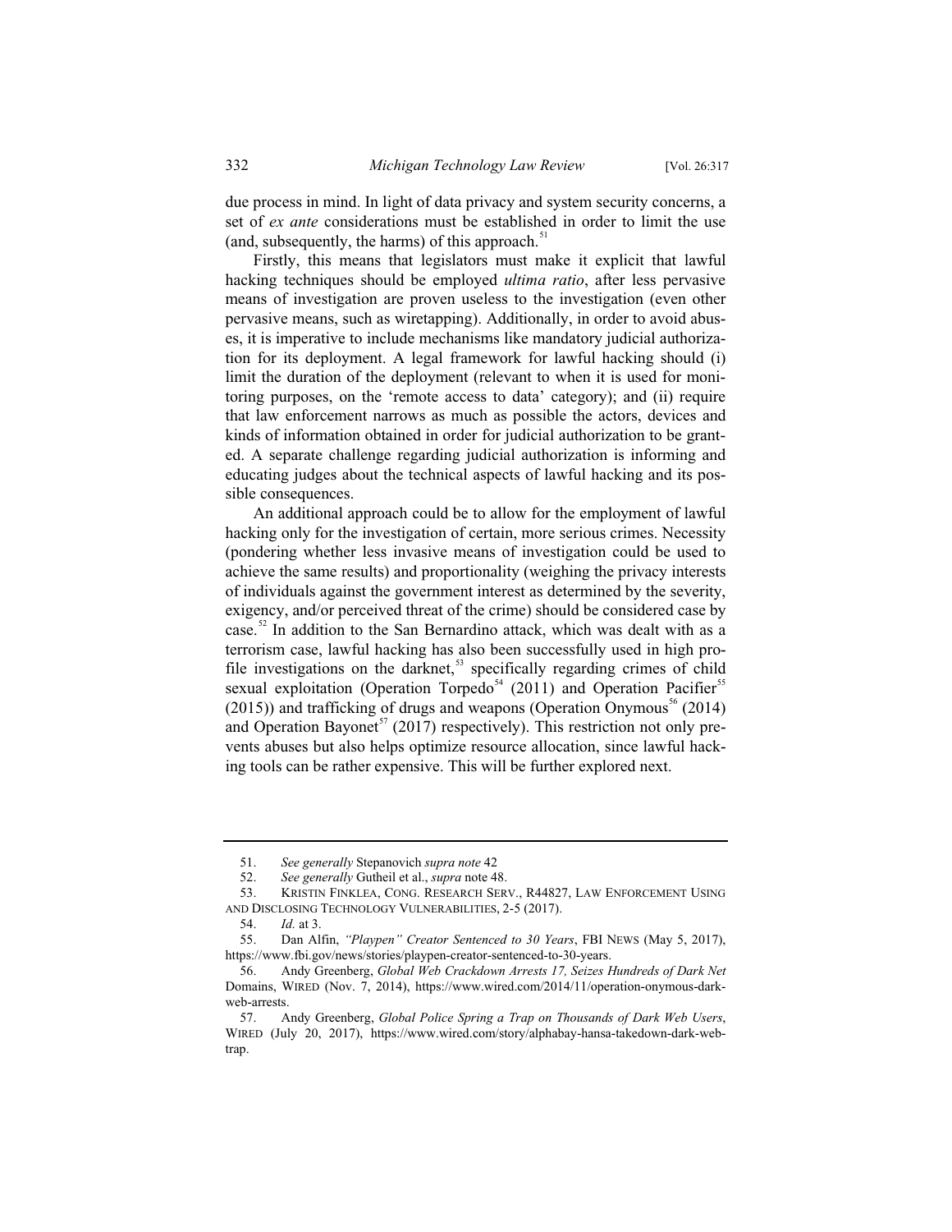due process in mind. In light of data privacy and system security concerns, a set of *ex ante* considerations must be established in order to limit the use (and, subsequently, the harms) of this approach.[51]

Firstly, this means that legislators must make it explicit that lawful hacking techniques should be employed *ultima ratio*, after less pervasive means of investigation are proven useless to the investigation (even other pervasive means, such as wiretapping). Additionally, in order to avoid abuses, it is imperative to include mechanisms like mandatory judicial authorization for its deployment. A legal framework for lawful hacking should (i) limit the duration of the deployment (relevant to when it is used for monitoring purposes, on the 'remote access to data' category); and (ii) require that law enforcement narrows as much as possible the actors, devices and kinds of information obtained in order for judicial authorization to be granted. A separate challenge regarding judicial authorization is informing and educating judges about the technical aspects of lawful hacking and its possible consequences.

An additional approach could be to allow for the employment of lawful hacking only for the investigation of certain, more serious crimes. Necessity (pondering whether less invasive means of investigation could be used to achieve the same results) and proportionality (weighing the privacy interests of individuals against the government interest as determined by the severity, exigency, and/or perceived threat of the crime) should be considered case by case.[52] In addition to the San Bernardino attack, which was dealt with as a terrorism case, lawful hacking has also been successfully used in high profile investigations on the darknet,[53] specifically regarding crimes of child sexual exploitation (Operation Torpedo[54] (2011) and Operation Pacifier[55] (2015)) and trafficking of drugs and weapons (Operation Onymous[56] (2014) and Operation Bayonet[57] (2017) respectively). This restriction not only prevents abuses but also helps optimize resource allocation, since lawful hacking tools can be rather expensive. This will be further explored next.

---

51. *See generally* Stepanovich *supra note* 42

52. *See generally* Gutheil et al., *supra* note 48.

53. KRISTIN FINKLEA, CONG. RESEARCH SERV., R44827, LAW ENFORCEMENT USING AND DISCLOSING TECHNOLOGY VULNERABILITIES, 2-5 (2017).

54. *Id.* at 3.

55. Dan Alfin, *"Playpen" Creator Sentenced to 30 Years*, FBI NEWS (May 5, 2017), https://www.fbi.gov/news/stories/playpen-creator-sentenced-to-30-years.

56. Andy Greenberg, *Global Web Crackdown Arrests 17, Seizes Hundreds of Dark Net* Domains, WIRED (Nov. 7, 2014), https://www.wired.com/2014/11/operation-onymous-dark-web-arrests.

57. Andy Greenberg, *Global Police Spring a Trap on Thousands of Dark Web Users*, WIRED (July 20, 2017), https://www.wired.com/story/alphabay-hansa-takedown-dark-web-trap.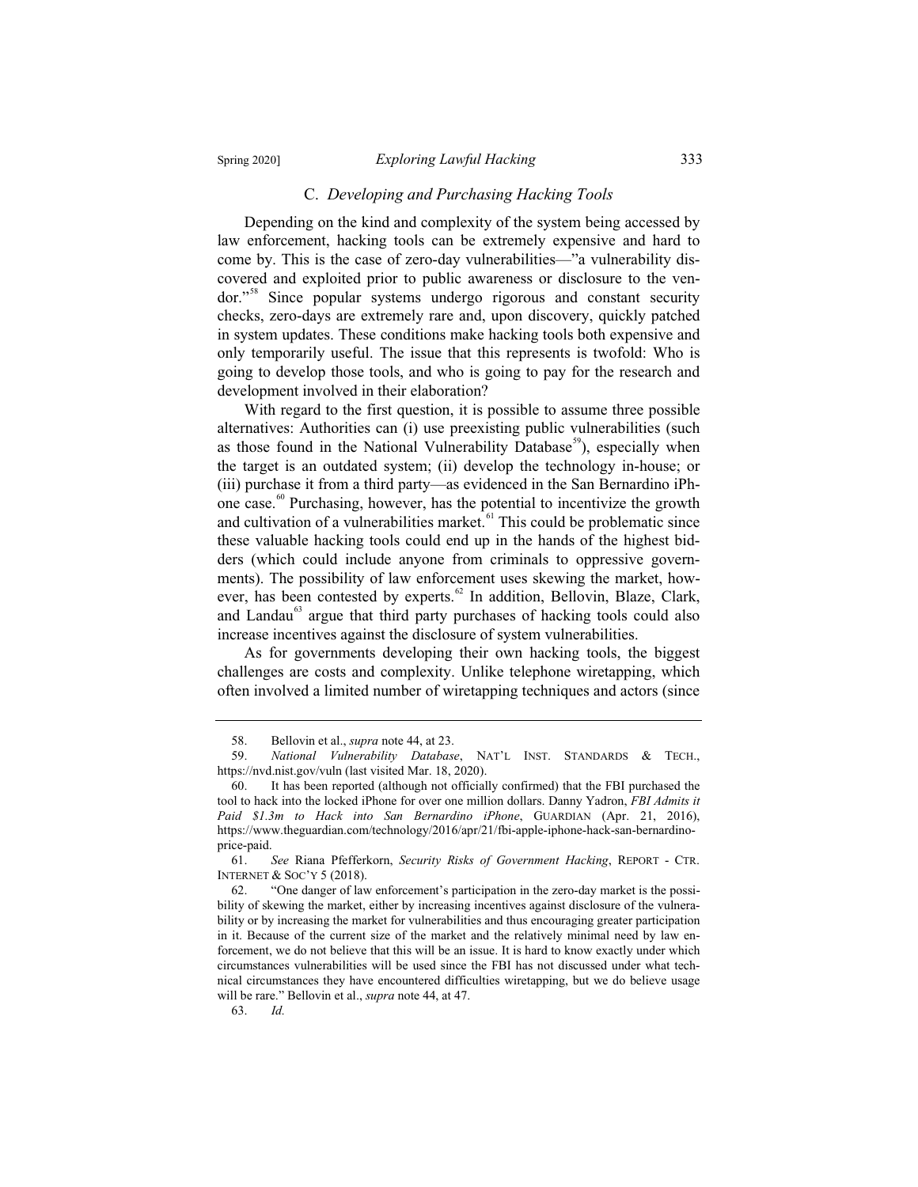### C. *Developing and Purchasing Hacking Tools*

Depending on the kind and complexity of the system being accessed by law enforcement, hacking tools can be extremely expensive and hard to come by. This is the case of zero-day vulnerabilities—"a vulnerability discovered and exploited prior to public awareness or disclosure to the vendor."[58] Since popular systems undergo rigorous and constant security checks, zero-days are extremely rare and, upon discovery, quickly patched in system updates. These conditions make hacking tools both expensive and only temporarily useful. The issue that this represents is twofold: Who is going to develop those tools, and who is going to pay for the research and development involved in their elaboration?

With regard to the first question, it is possible to assume three possible alternatives: Authorities can (i) use preexisting public vulnerabilities (such as those found in the National Vulnerability Database[59]), especially when the target is an outdated system; (ii) develop the technology in-house; or (iii) purchase it from a third party—as evidenced in the San Bernardino iPhone case.[60] Purchasing, however, has the potential to incentivize the growth and cultivation of a vulnerabilities market.[61] This could be problematic since these valuable hacking tools could end up in the hands of the highest bidders (which could include anyone from criminals to oppressive governments). The possibility of law enforcement uses skewing the market, however, has been contested by experts.[62] In addition, Bellovin, Blaze, Clark, and Landau[63] argue that third party purchases of hacking tools could also increase incentives against the disclosure of system vulnerabilities.

As for governments developing their own hacking tools, the biggest challenges are costs and complexity. Unlike telephone wiretapping, which often involved a limited number of wiretapping techniques and actors (since

---

58. Bellovin et al., *supra* note 44, at 23.

59. *National Vulnerability Database*, NAT'L INST. STANDARDS & TECH., https://nvd.nist.gov/vuln (last visited Mar. 18, 2020).

60. It has been reported (although not officially confirmed) that the FBI purchased the tool to hack into the locked iPhone for over one million dollars. Danny Yadron, *FBI Admits it Paid $1.3m to Hack into San Bernardino iPhone*, GUARDIAN (Apr. 21, 2016), https://www.theguardian.com/technology/2016/apr/21/fbi-apple-iphone-hack-san-bernardino-price-paid.

61. *See* Riana Pfefferkorn, *Security Risks of Government Hacking*, REPORT - CTR. INTERNET & SOC'Y 5 (2018).

62. "One danger of law enforcement's participation in the zero-day market is the possibility of skewing the market, either by increasing incentives against disclosure of the vulnerability or by increasing the market for vulnerabilities and thus encouraging greater participation in it. Because of the current size of the market and the relatively minimal need by law enforcement, we do not believe that this will be an issue. It is hard to know exactly under which circumstances vulnerabilities will be used since the FBI has not discussed under what technical circumstances they have encountered difficulties wiretapping, but we do believe usage will be rare." Bellovin et al., *supra* note 44, at 47.

63. *Id.*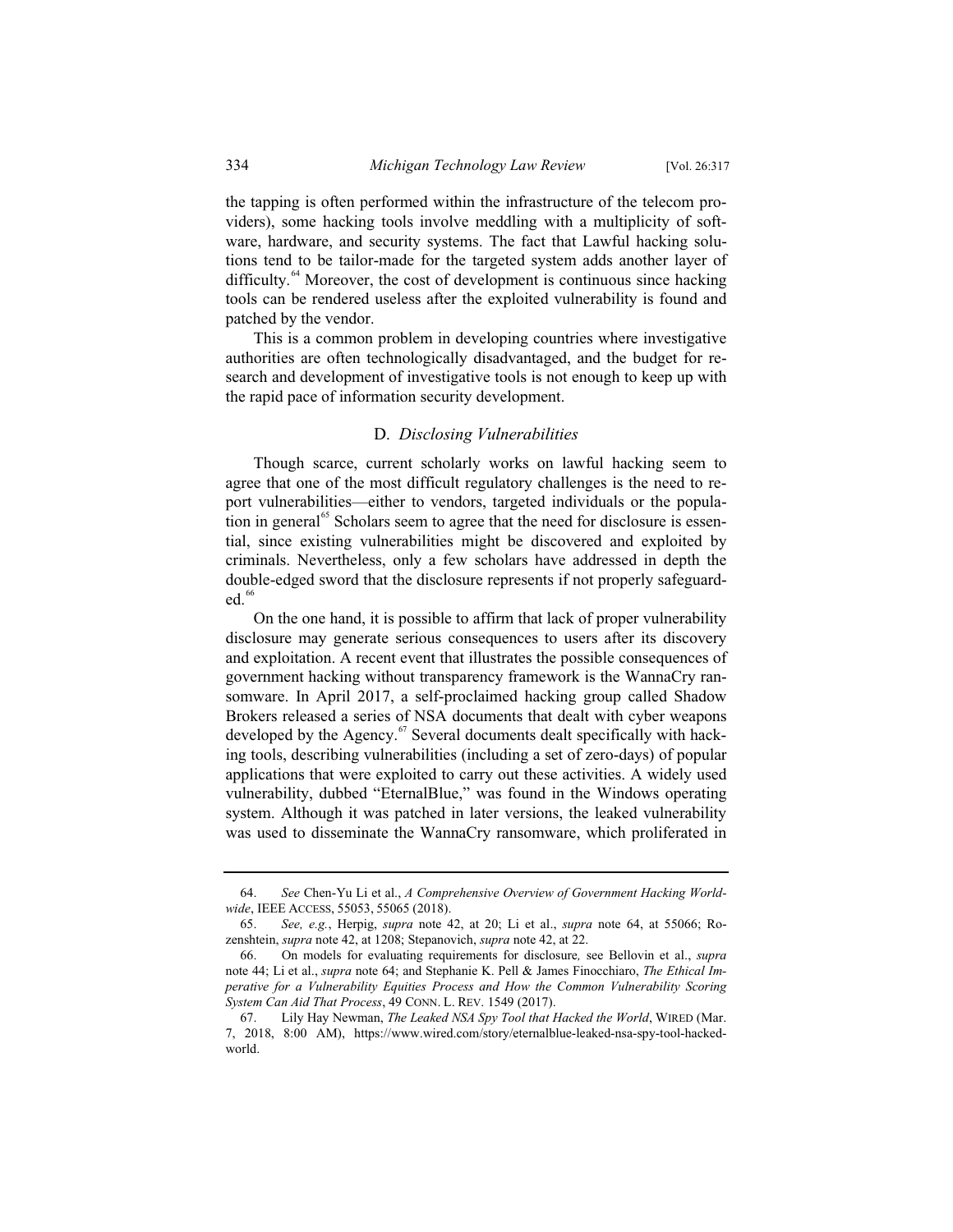the tapping is often performed within the infrastructure of the telecom providers), some hacking tools involve meddling with a multiplicity of software, hardware, and security systems. The fact that Lawful hacking solutions tend to be tailor-made for the targeted system adds another layer of difficulty.[64] Moreover, the cost of development is continuous since hacking tools can be rendered useless after the exploited vulnerability is found and patched by the vendor.

This is a common problem in developing countries where investigative authorities are often technologically disadvantaged, and the budget for research and development of investigative tools is not enough to keep up with the rapid pace of information security development.

### D. *Disclosing Vulnerabilities*

Though scarce, current scholarly works on lawful hacking seem to agree that one of the most difficult regulatory challenges is the need to report vulnerabilities—either to vendors, targeted individuals or the population in general[65] Scholars seem to agree that the need for disclosure is essential, since existing vulnerabilities might be discovered and exploited by criminals. Nevertheless, only a few scholars have addressed in depth the double-edged sword that the disclosure represents if not properly safeguarded.[66]

On the one hand, it is possible to affirm that lack of proper vulnerability disclosure may generate serious consequences to users after its discovery and exploitation. A recent event that illustrates the possible consequences of government hacking without transparency framework is the WannaCry ransomware. In April 2017, a self-proclaimed hacking group called Shadow Brokers released a series of NSA documents that dealt with cyber weapons developed by the Agency.[67] Several documents dealt specifically with hacking tools, describing vulnerabilities (including a set of zero-days) of popular applications that were exploited to carry out these activities. A widely used vulnerability, dubbed "EternalBlue," was found in the Windows operating system. Although it was patched in later versions, the leaked vulnerability was used to disseminate the WannaCry ransomware, which proliferated in

---

64. *See* Chen-Yu Li et al., *A Comprehensive Overview of Government Hacking Worldwide*, IEEE ACCESS, 55053, 55065 (2018).

65. *See, e.g.*, Herpig, *supra* note 42, at 20; Li et al., *supra* note 64, at 55066; Rozenshtein, *supra* note 42, at 1208; Stepanovich, *supra* note 42, at 22.

66. On models for evaluating requirements for disclosure*,* see Bellovin et al., *supra* note 44; Li et al., *supra* note 64; and Stephanie K. Pell & James Finocchiaro, *The Ethical Imperative for a Vulnerability Equities Process and How the Common Vulnerability Scoring System Can Aid That Process*, 49 CONN. L. REV. 1549 (2017).

67. Lily Hay Newman, *The Leaked NSA Spy Tool that Hacked the World*, WIRED (Mar. 7, 2018, 8:00 AM), https://www.wired.com/story/eternalblue-leaked-nsa-spy-tool-hacked-world.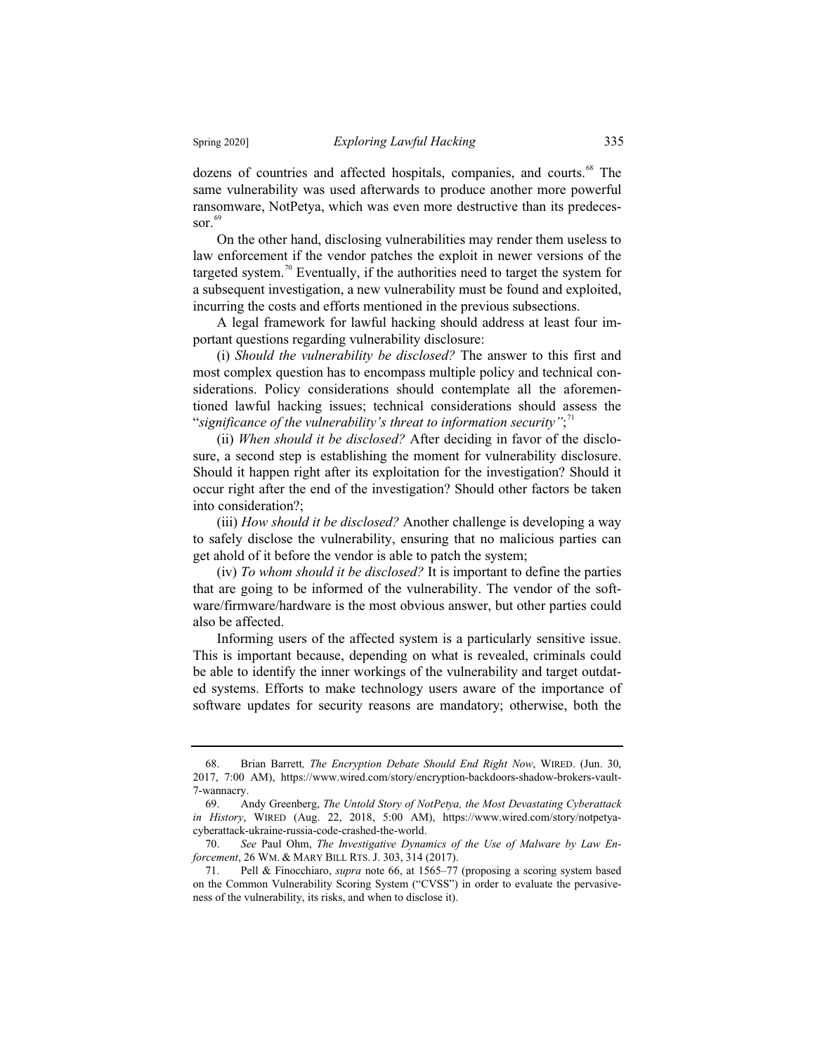dozens of countries and affected hospitals, companies, and courts.[68] The same vulnerability was used afterwards to produce another more powerful ransomware, NotPetya, which was even more destructive than its predecessor.[69]

On the other hand, disclosing vulnerabilities may render them useless to law enforcement if the vendor patches the exploit in newer versions of the targeted system.[70] Eventually, if the authorities need to target the system for a subsequent investigation, a new vulnerability must be found and exploited, incurring the costs and efforts mentioned in the previous subsections.

A legal framework for lawful hacking should address at least four important questions regarding vulnerability disclosure:

(i) *Should the vulnerability be disclosed?* The answer to this first and most complex question has to encompass multiple policy and technical considerations. Policy considerations should contemplate all the aforementioned lawful hacking issues; technical considerations should assess the "*significance of the vulnerability's threat to information security"*;[71]

(ii) *When should it be disclosed?* After deciding in favor of the disclosure, a second step is establishing the moment for vulnerability disclosure. Should it happen right after its exploitation for the investigation? Should it occur right after the end of the investigation? Should other factors be taken into consideration?;

(iii) *How should it be disclosed?* Another challenge is developing a way to safely disclose the vulnerability, ensuring that no malicious parties can get ahold of it before the vendor is able to patch the system;

(iv) *To whom should it be disclosed?* It is important to define the parties that are going to be informed of the vulnerability. The vendor of the software/firmware/hardware is the most obvious answer, but other parties could also be affected.

Informing users of the affected system is a particularly sensitive issue. This is important because, depending on what is revealed, criminals could be able to identify the inner workings of the vulnerability and target outdated systems. Efforts to make technology users aware of the importance of software updates for security reasons are mandatory; otherwise, both the

---

68. Brian Barrett, *The Encryption Debate Should End Right Now*, WIRED. (Jun. 30, 2017, 7:00 AM), https://www.wired.com/story/encryption-backdoors-shadow-brokers-vault-7-wannacry.

69. Andy Greenberg, *The Untold Story of NotPetya, the Most Devastating Cyberattack in History*, WIRED (Aug. 22, 2018, 5:00 AM), https://www.wired.com/story/notpetya-cyberattack-ukraine-russia-code-crashed-the-world.

70. *See* Paul Ohm, *The Investigative Dynamics of the Use of Malware by Law Enforcement*, 26 WM. & MARY BILL RTS. J. 303, 314 (2017).

71. Pell & Finocchiaro, *supra* note 66, at 1565–77 (proposing a scoring system based on the Common Vulnerability Scoring System ("CVSS") in order to evaluate the pervasiveness of the vulnerability, its risks, and when to disclose it).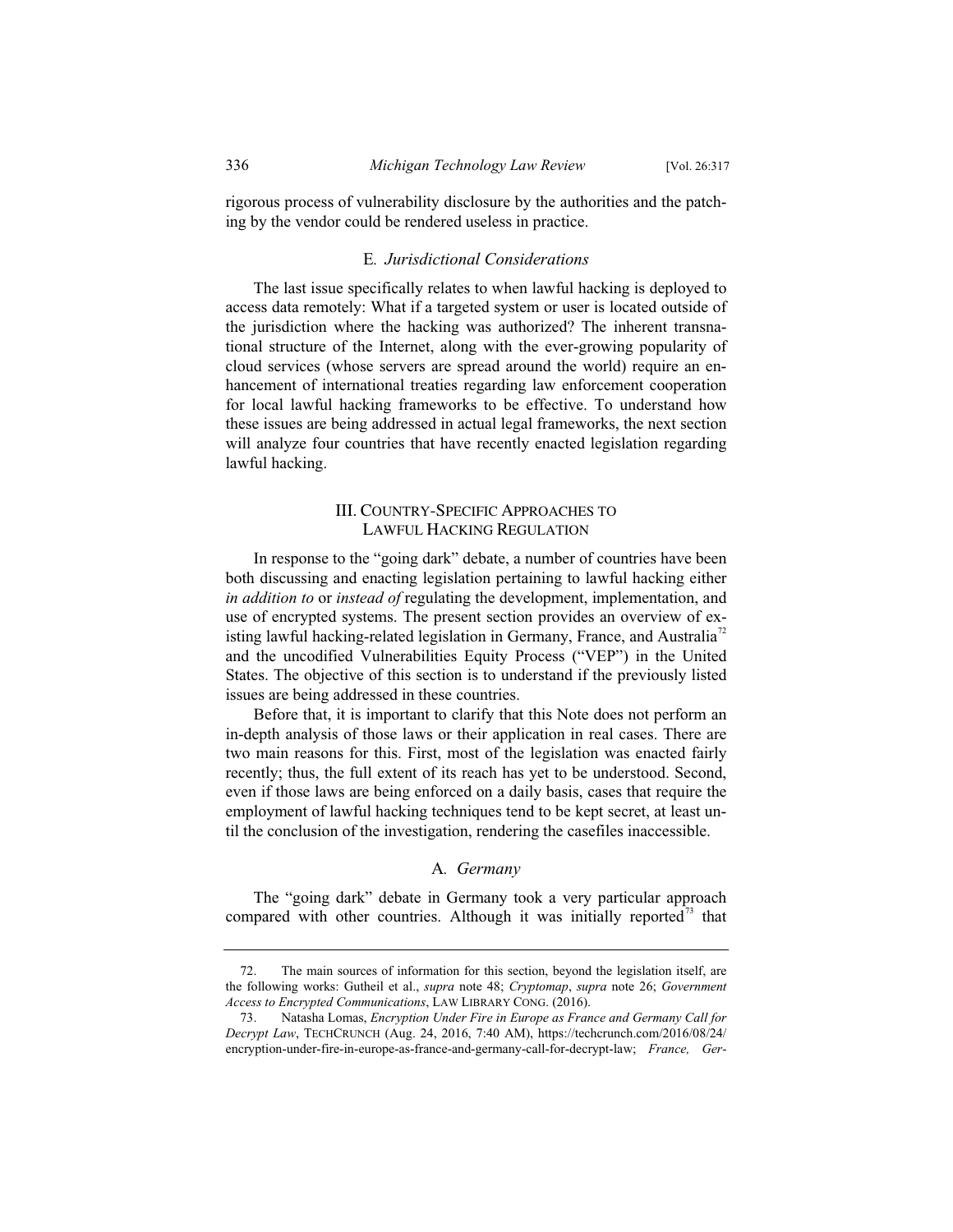rigorous process of vulnerability disclosure by the authorities and the patching by the vendor could be rendered useless in practice.

### E. *Jurisdictional Considerations*

The last issue specifically relates to when lawful hacking is deployed to access data remotely: What if a targeted system or user is located outside of the jurisdiction where the hacking was authorized? The inherent transnational structure of the Internet, along with the ever-growing popularity of cloud services (whose servers are spread around the world) require an enhancement of international treaties regarding law enforcement cooperation for local lawful hacking frameworks to be effective. To understand how these issues are being addressed in actual legal frameworks, the next section will analyze four countries that have recently enacted legislation regarding lawful hacking.

## III. COUNTRY-SPECIFIC APPROACHES TO LAWFUL HACKING REGULATION

In response to the "going dark" debate, a number of countries have been both discussing and enacting legislation pertaining to lawful hacking either *in addition to* or *instead of* regulating the development, implementation, and use of encrypted systems. The present section provides an overview of existing lawful hacking-related legislation in Germany, France, and Australia[72] and the uncodified Vulnerabilities Equity Process ("VEP") in the United States. The objective of this section is to understand if the previously listed issues are being addressed in these countries.

Before that, it is important to clarify that this Note does not perform an in-depth analysis of those laws or their application in real cases. There are two main reasons for this. First, most of the legislation was enacted fairly recently; thus, the full extent of its reach has yet to be understood. Second, even if those laws are being enforced on a daily basis, cases that require the employment of lawful hacking techniques tend to be kept secret, at least until the conclusion of the investigation, rendering the casefiles inaccessible.

### A. *Germany*

The "going dark" debate in Germany took a very particular approach compared with other countries. Although it was initially reported[73] that

---

72. The main sources of information for this section, beyond the legislation itself, are the following works: Gutheil et al., *supra* note 48; *Cryptomap*, *supra* note 26; *Government Access to Encrypted Communications*, LAW LIBRARY CONG. (2016).

73. Natasha Lomas, *Encryption Under Fire in Europe as France and Germany Call for Decrypt Law*, TECHCRUNCH (Aug. 24, 2016, 7:40 AM), https://techcrunch.com/2016/08/24/encryption-under-fire-in-europe-as-france-and-germany-call-for-decrypt-law; *France, Ger-*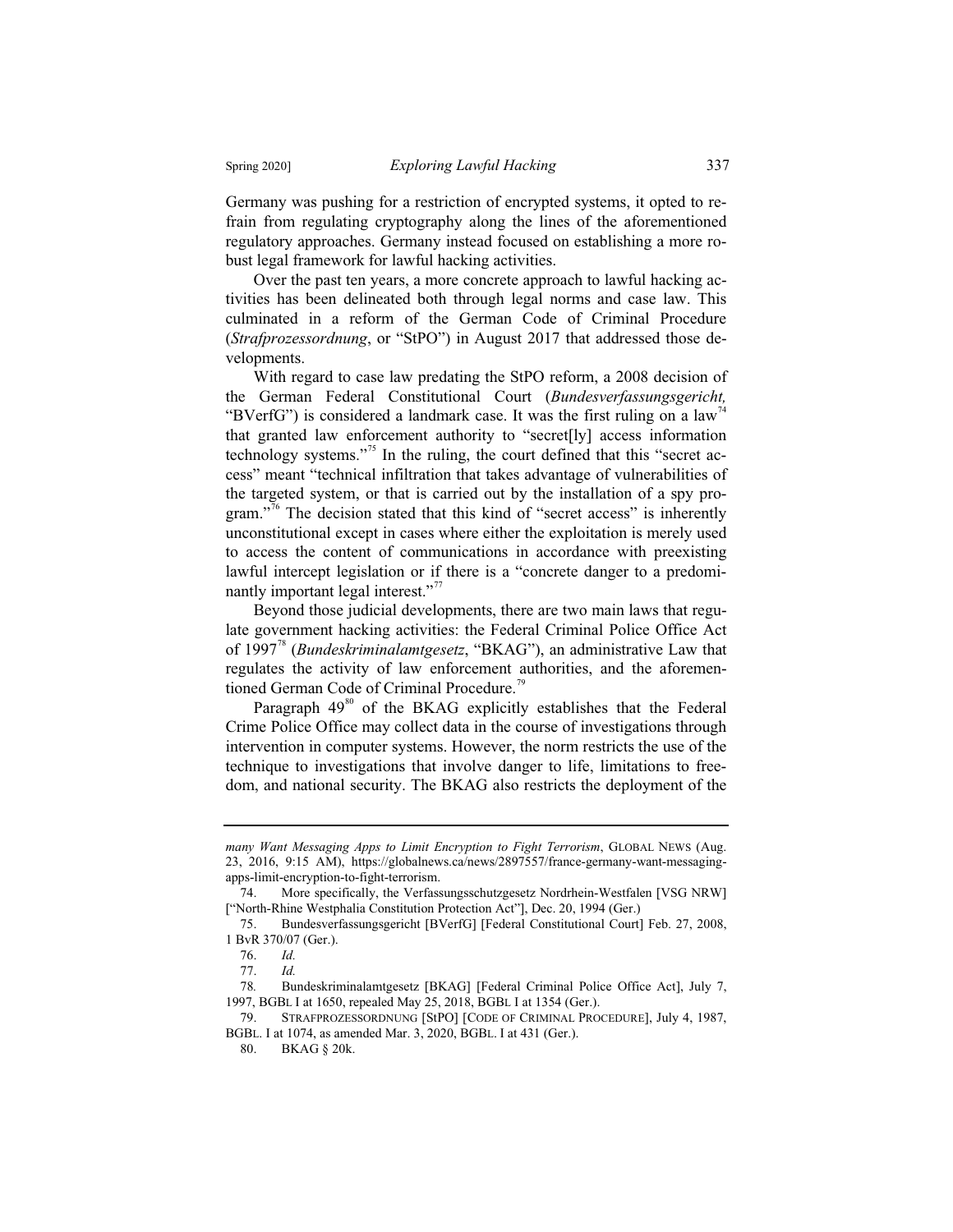Germany was pushing for a restriction of encrypted systems, it opted to refrain from regulating cryptography along the lines of the aforementioned regulatory approaches. Germany instead focused on establishing a more robust legal framework for lawful hacking activities.

Over the past ten years, a more concrete approach to lawful hacking activities has been delineated both through legal norms and case law. This culminated in a reform of the German Code of Criminal Procedure (*Strafprozessordnung*, or "StPO") in August 2017 that addressed those developments.

With regard to case law predating the StPO reform, a 2008 decision of the German Federal Constitutional Court (*Bundesverfassungsgericht,* "BVerfG") is considered a landmark case. It was the first ruling on a law[74] that granted law enforcement authority to "secret[ly] access information technology systems."[75] In the ruling, the court defined that this "secret access" meant "technical infiltration that takes advantage of vulnerabilities of the targeted system, or that is carried out by the installation of a spy program."[76] The decision stated that this kind of "secret access" is inherently unconstitutional except in cases where either the exploitation is merely used to access the content of communications in accordance with preexisting lawful intercept legislation or if there is a "concrete danger to a predominantly important legal interest."[77]

Beyond those judicial developments, there are two main laws that regulate government hacking activities: the Federal Criminal Police Office Act of 1997[78] (*Bundeskriminalamtgesetz*, "BKAG"), an administrative Law that regulates the activity of law enforcement authorities, and the aforementioned German Code of Criminal Procedure.[79]

Paragraph 49[80] of the BKAG explicitly establishes that the Federal Crime Police Office may collect data in the course of investigations through intervention in computer systems. However, the norm restricts the use of the technique to investigations that involve danger to life, limitations to freedom, and national security. The BKAG also restricts the deployment of the

---

*many Want Messaging Apps to Limit Encryption to Fight Terrorism*, GLOBAL NEWS (Aug. 23, 2016, 9:15 AM), https://globalnews.ca/news/2897557/france-germany-want-messaging-apps-limit-encryption-to-fight-terrorism.

74. More specifically, the Verfassungsschutzgesetz Nordrhein-Westfalen [VSG NRW] ["North-Rhine Westphalia Constitution Protection Act"], Dec. 20, 1994 (Ger.)

75. Bundesverfassungsgericht [BVerfG] [Federal Constitutional Court] Feb. 27, 2008, 1 BvR 370/07 (Ger.).

76. *Id.*

77. *Id.*

78. Bundeskriminalamtgesetz [BKAG] [Federal Criminal Police Office Act], July 7, 1997, BGBL I at 1650, repealed May 25, 2018, BGBL I at 1354 (Ger.).

79. STRAFPROZESSORDNUNG [StPO] [CODE OF CRIMINAL PROCEDURE], July 4, 1987, BGBL. I at 1074, as amended Mar. 3, 2020, BGBL. I at 431 (Ger.).

80. BKAG § 20k.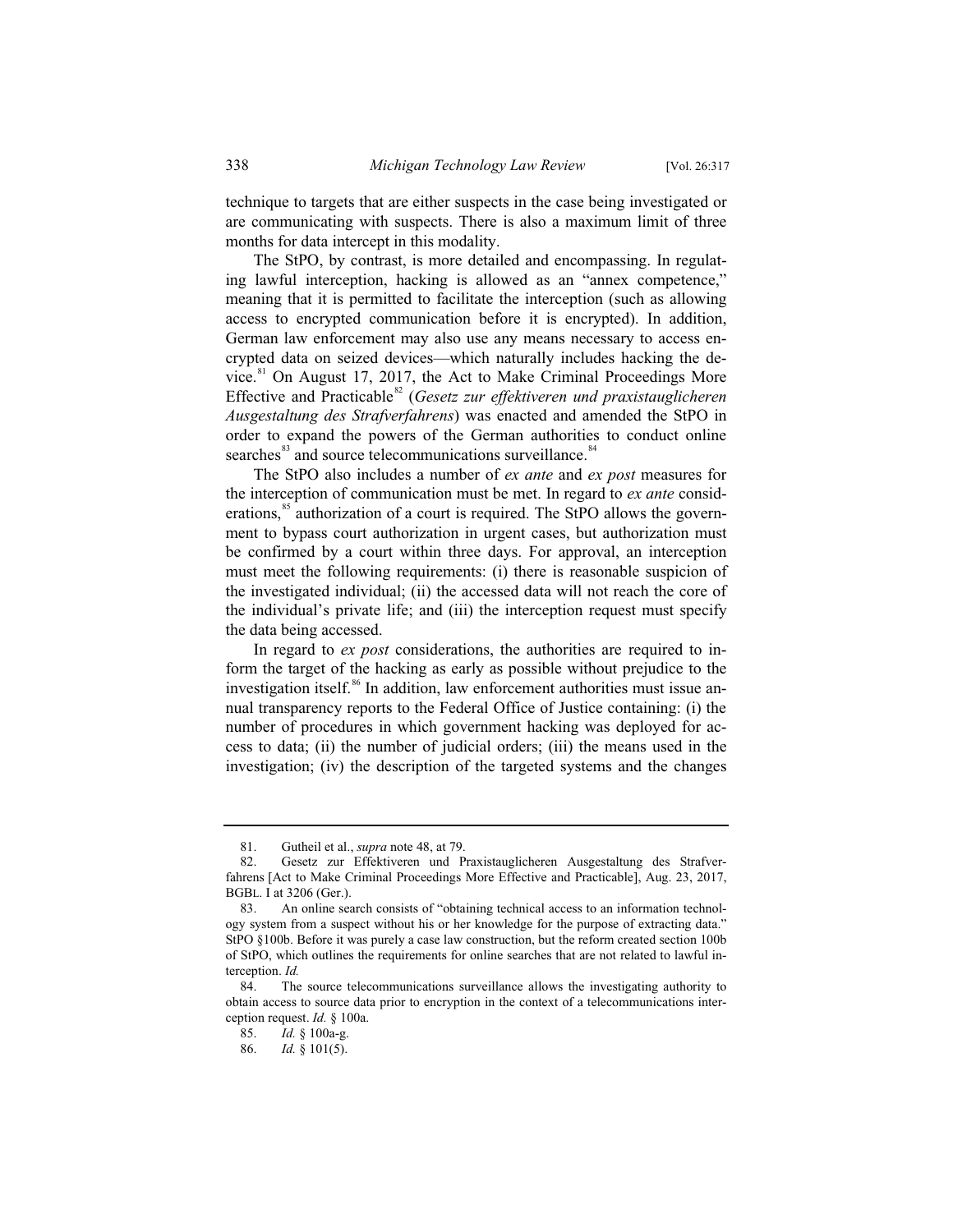technique to targets that are either suspects in the case being investigated or are communicating with suspects. There is also a maximum limit of three months for data intercept in this modality.

The StPO, by contrast, is more detailed and encompassing. In regulating lawful interception, hacking is allowed as an "annex competence," meaning that it is permitted to facilitate the interception (such as allowing access to encrypted communication before it is encrypted). In addition, German law enforcement may also use any means necessary to access encrypted data on seized devices—which naturally includes hacking the device.[81] On August 17, 2017, the Act to Make Criminal Proceedings More Effective and Practicable[82] (*Gesetz zur effektiveren und praxistauglicheren Ausgestaltung des Strafverfahrens*) was enacted and amended the StPO in order to expand the powers of the German authorities to conduct online searches[83] and source telecommunications surveillance.[84]

The StPO also includes a number of *ex ante* and *ex post* measures for the interception of communication must be met. In regard to *ex ante* considerations,[85] authorization of a court is required. The StPO allows the government to bypass court authorization in urgent cases, but authorization must be confirmed by a court within three days. For approval, an interception must meet the following requirements: (i) there is reasonable suspicion of the investigated individual; (ii) the accessed data will not reach the core of the individual's private life; and (iii) the interception request must specify the data being accessed.

In regard to *ex post* considerations, the authorities are required to inform the target of the hacking as early as possible without prejudice to the investigation itself.[86] In addition, law enforcement authorities must issue annual transparency reports to the Federal Office of Justice containing: (i) the number of procedures in which government hacking was deployed for access to data; (ii) the number of judicial orders; (iii) the means used in the investigation; (iv) the description of the targeted systems and the changes

---

81. Gutheil et al., *supra* note 48, at 79.

82. Gesetz zur Effektiveren und Praxistauglicheren Ausgestaltung des Strafverfahrens [Act to Make Criminal Proceedings More Effective and Practicable], Aug. 23, 2017, BGBL. I at 3206 (Ger.).

83. An online search consists of "obtaining technical access to an information technology system from a suspect without his or her knowledge for the purpose of extracting data." StPO §100b. Before it was purely a case law construction, but the reform created section 100b of StPO, which outlines the requirements for online searches that are not related to lawful interception. *Id.*

84. The source telecommunications surveillance allows the investigating authority to obtain access to source data prior to encryption in the context of a telecommunications interception request. *Id.* § 100a.

85. *Id.* § 100a-g.

86. *Id.* § 101(5).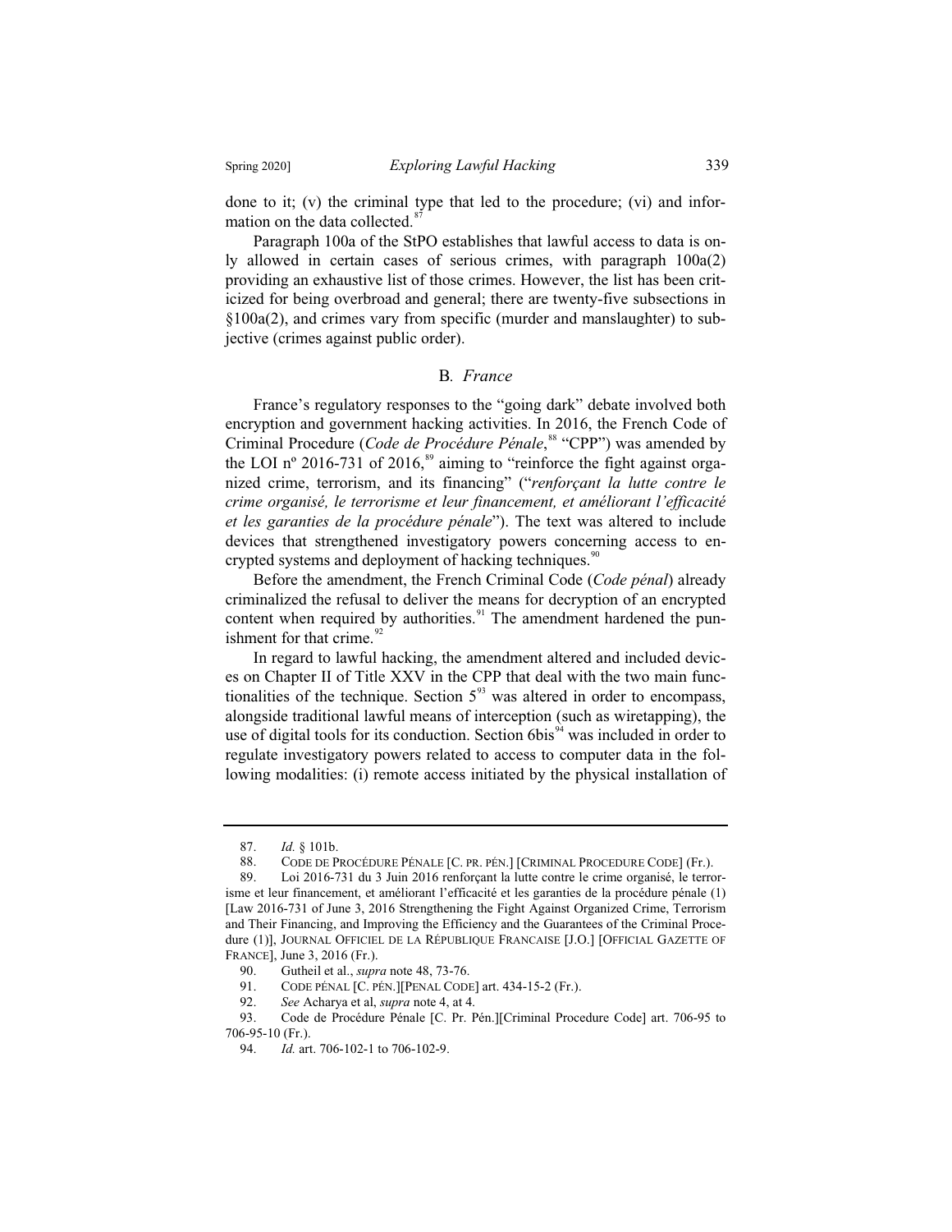done to it; (v) the criminal type that led to the procedure; (vi) and information on the data collected.[87]

Paragraph 100a of the StPO establishes that lawful access to data is only allowed in certain cases of serious crimes, with paragraph 100a(2) providing an exhaustive list of those crimes. However, the list has been criticized for being overbroad and general; there are twenty-five subsections in §100a(2), and crimes vary from specific (murder and manslaughter) to subjective (crimes against public order).

### B. *France*

France's regulatory responses to the "going dark" debate involved both encryption and government hacking activities. In 2016, the French Code of Criminal Procedure (*Code de Procédure Pénale*,[88] "CPP") was amended by the LOI nº 2016-731 of 2016,[89] aiming to "reinforce the fight against organized crime, terrorism, and its financing" ("*renforçant la lutte contre le crime organisé, le terrorisme et leur financement, et améliorant l'efficacité et les garanties de la procédure pénale*"). The text was altered to include devices that strengthened investigatory powers concerning access to encrypted systems and deployment of hacking techniques.[90]

Before the amendment, the French Criminal Code (*Code pénal*) already criminalized the refusal to deliver the means for decryption of an encrypted content when required by authorities.[91] The amendment hardened the punishment for that crime.[92]

In regard to lawful hacking, the amendment altered and included devices on Chapter II of Title XXV in the CPP that deal with the two main functionalities of the technique. Section 5[93] was altered in order to encompass, alongside traditional lawful means of interception (such as wiretapping), the use of digital tools for its conduction. Section 6bis[94] was included in order to regulate investigatory powers related to access to computer data in the following modalities: (i) remote access initiated by the physical installation of

---

87. *Id.* § 101b.

88. CODE DE PROCÉDURE PÉNALE [C. PR. PÉN.] [CRIMINAL PROCEDURE CODE] (Fr.).

89. Loi 2016-731 du 3 Juin 2016 renforçant la lutte contre le crime organisé, le terrorisme et leur financement, et améliorant l'efficacité et les garanties de la procédure pénale (1) [Law 2016-731 of June 3, 2016 Strengthening the Fight Against Organized Crime, Terrorism and Their Financing, and Improving the Efficiency and the Guarantees of the Criminal Procedure (1)], JOURNAL OFFICIEL DE LA RÉPUBLIQUE FRANCAISE [J.O.] [OFFICIAL GAZETTE OF FRANCE], June 3, 2016 (Fr.).

90. Gutheil et al., *supra* note 48, 73-76.

91. CODE PÉNAL [C. PÉN.][PENAL CODE] art. 434-15-2 (Fr.).

92. *See* Acharya et al, *supra* note 4, at 4.

93. Code de Procédure Pénale [C. Pr. Pén.][Criminal Procedure Code] art. 706-95 to 706-95-10 (Fr.).

94. *Id.* art. 706-102-1 to 706-102-9.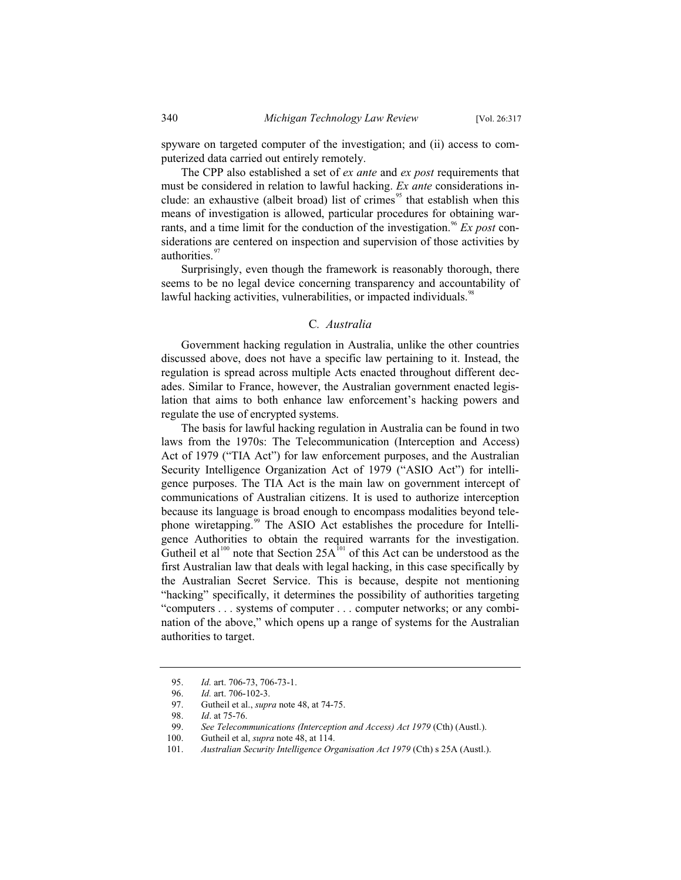spyware on targeted computer of the investigation; and (ii) access to computerized data carried out entirely remotely.

The CPP also established a set of *ex ante* and *ex post* requirements that must be considered in relation to lawful hacking. *Ex ante* considerations include: an exhaustive (albeit broad) list of crimes[95] that establish when this means of investigation is allowed, particular procedures for obtaining warrants, and a time limit for the conduction of the investigation.[96] *Ex post* considerations are centered on inspection and supervision of those activities by authorities.[97]

Surprisingly, even though the framework is reasonably thorough, there seems to be no legal device concerning transparency and accountability of lawful hacking activities, vulnerabilities, or impacted individuals.[98]

### C. *Australia*

Government hacking regulation in Australia, unlike the other countries discussed above, does not have a specific law pertaining to it. Instead, the regulation is spread across multiple Acts enacted throughout different decades. Similar to France, however, the Australian government enacted legislation that aims to both enhance law enforcement's hacking powers and regulate the use of encrypted systems.

The basis for lawful hacking regulation in Australia can be found in two laws from the 1970s: The Telecommunication (Interception and Access) Act of 1979 ("TIA Act") for law enforcement purposes, and the Australian Security Intelligence Organization Act of 1979 ("ASIO Act") for intelligence purposes. The TIA Act is the main law on government intercept of communications of Australian citizens. It is used to authorize interception because its language is broad enough to encompass modalities beyond telephone wiretapping.[99] The ASIO Act establishes the procedure for Intelligence Authorities to obtain the required warrants for the investigation. Gutheil et al[100] note that Section 25A[101] of this Act can be understood as the first Australian law that deals with legal hacking, in this case specifically by the Australian Secret Service. This is because, despite not mentioning "hacking" specifically, it determines the possibility of authorities targeting "computers . . . systems of computer . . . computer networks; or any combination of the above," which opens up a range of systems for the Australian authorities to target.

---

95. *Id.* art. 706-73, 706-73-1.

96. *Id.* art. 706-102-3.

97. Gutheil et al., *supra* note 48, at 74-75.

98. *Id*. at 75-76.

99. *See Telecommunications (Interception and Access) Act 1979* (Cth) (Austl.).

100. Gutheil et al, *supra* note 48, at 114.

101. *Australian Security Intelligence Organisation Act 1979* (Cth) s 25A (Austl.).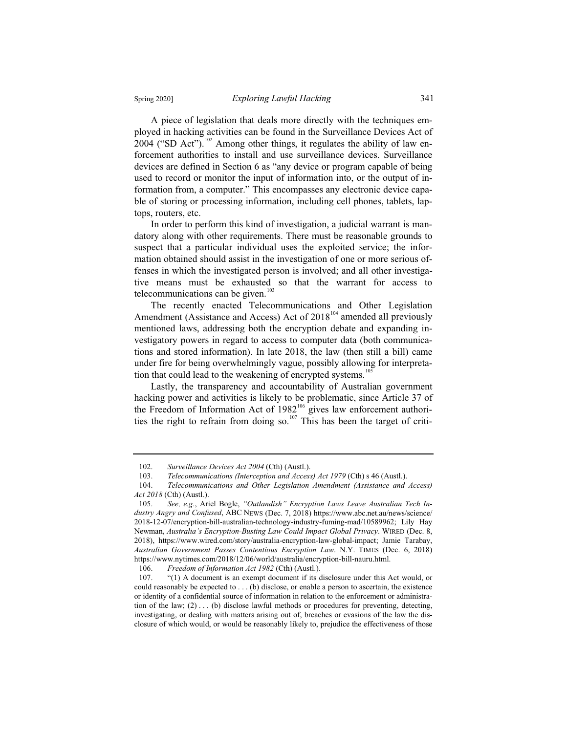A piece of legislation that deals more directly with the techniques employed in hacking activities can be found in the Surveillance Devices Act of 2004 ("SD Act").[102] Among other things, it regulates the ability of law enforcement authorities to install and use surveillance devices. Surveillance devices are defined in Section 6 as "any device or program capable of being used to record or monitor the input of information into, or the output of information from, a computer." This encompasses any electronic device capable of storing or processing information, including cell phones, tablets, laptops, routers, etc.

In order to perform this kind of investigation, a judicial warrant is mandatory along with other requirements. There must be reasonable grounds to suspect that a particular individual uses the exploited service; the information obtained should assist in the investigation of one or more serious offenses in which the investigated person is involved; and all other investigative means must be exhausted so that the warrant for access to telecommunications can be given.[103]

The recently enacted Telecommunications and Other Legislation Amendment (Assistance and Access) Act of 2018[104] amended all previously mentioned laws, addressing both the encryption debate and expanding investigatory powers in regard to access to computer data (both communications and stored information). In late 2018, the law (then still a bill) came under fire for being overwhelmingly vague, possibly allowing for interpretation that could lead to the weakening of encrypted systems.[105]

Lastly, the transparency and accountability of Australian government hacking power and activities is likely to be problematic, since Article 37 of the Freedom of Information Act of 1982[106] gives law enforcement authorities the right to refrain from doing so.[107] This has been the target of criti-

---

102. *Surveillance Devices Act 2004* (Cth) (Austl.).

103. *Telecommunications (Interception and Access) Act 1979* (Cth) s 46 (Austl.).

104. *Telecommunications and Other Legislation Amendment (Assistance and Access) Act 2018* (Cth) (Austl.).

105. *See, e.g.*, Ariel Bogle, *"Outlandish" Encryption Laws Leave Australian Tech Industry Angry and Confused*, ABC NEWS (Dec. 7, 2018) https://www.abc.net.au/news/science/2018-12-07/encryption-bill-australian-technology-industry-fuming-mad/10589962; Lily Hay Newman, *Australia's Encryption-Busting Law Could Impact Global Privacy*. WIRED (Dec. 8, 2018), https://www.wired.com/story/australia-encryption-law-global-impact; Jamie Tarabay, *Australian Government Passes Contentious Encryption Law*. N.Y. TIMES (Dec. 6, 2018) https://www.nytimes.com/2018/12/06/world/australia/encryption-bill-nauru.html.

106. *Freedom of Information Act 1982* (Cth) (Austl.).

107. "(1) A document is an exempt document if its disclosure under this Act would, or could reasonably be expected to . . . (b) disclose, or enable a person to ascertain, the existence or identity of a confidential source of information in relation to the enforcement or administration of the law; (2) . . . (b) disclose lawful methods or procedures for preventing, detecting, investigating, or dealing with matters arising out of, breaches or evasions of the law the disclosure of which would, or would be reasonably likely to, prejudice the effectiveness of those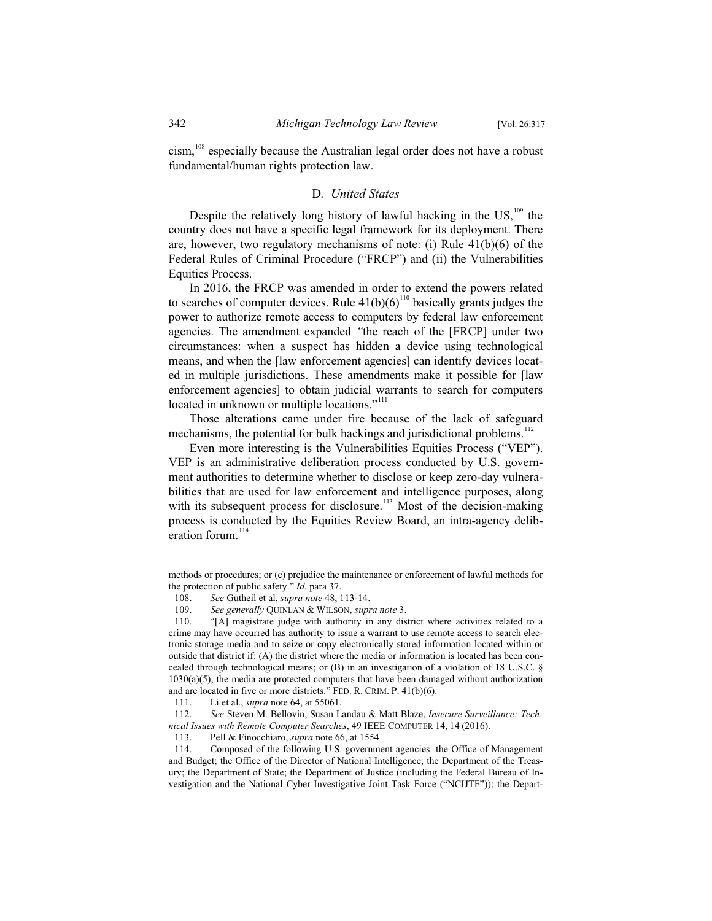cism,[108] especially because the Australian legal order does not have a robust fundamental/human rights protection law.

### D. *United States*

Despite the relatively long history of lawful hacking in the US,[109] the country does not have a specific legal framework for its deployment. There are, however, two regulatory mechanisms of note: (i) Rule 41(b)(6) of the Federal Rules of Criminal Procedure ("FRCP") and (ii) the Vulnerabilities Equities Process.

In 2016, the FRCP was amended in order to extend the powers related to searches of computer devices. Rule 41(b)(6)[110] basically grants judges the power to authorize remote access to computers by federal law enforcement agencies. The amendment expanded *"*the reach of the [FRCP] under two circumstances: when a suspect has hidden a device using technological means, and when the [law enforcement agencies] can identify devices located in multiple jurisdictions. These amendments make it possible for [law enforcement agencies] to obtain judicial warrants to search for computers located in unknown or multiple locations."[111]

Those alterations came under fire because of the lack of safeguard mechanisms, the potential for bulk hackings and jurisdictional problems.[112]

Even more interesting is the Vulnerabilities Equities Process ("VEP"). VEP is an administrative deliberation process conducted by U.S. government authorities to determine whether to disclose or keep zero-day vulnerabilities that are used for law enforcement and intelligence purposes, along with its subsequent process for disclosure.[113] Most of the decision-making process is conducted by the Equities Review Board, an intra-agency deliberation forum.[114]

---

methods or procedures; or (c) prejudice the maintenance or enforcement of lawful methods for the protection of public safety." *Id.* para 37.

108. *See* Gutheil et al, *supra note* 48, 113-14.

109. *See generally* QUINLAN & WILSON, *supra note* 3.

110. "[A] magistrate judge with authority in any district where activities related to a crime may have occurred has authority to issue a warrant to use remote access to search electronic storage media and to seize or copy electronically stored information located within or outside that district if: (A) the district where the media or information is located has been concealed through technological means; or (B) in an investigation of a violation of 18 U.S.C. § 1030(a)(5), the media are protected computers that have been damaged without authorization and are located in five or more districts." FED. R. CRIM. P. 41(b)(6).

111. Li et al., *supra* note 64, at 55061.

112. *See* Steven M. Bellovin, Susan Landau & Matt Blaze, *Insecure Surveillance: Technical Issues with Remote Computer Searches*, 49 IEEE COMPUTER 14, 14 (2016).

113. Pell & Finocchiaro, *supra* note 66, at 1554

114. Composed of the following U.S. government agencies: the Office of Management and Budget; the Office of the Director of National Intelligence; the Department of the Treasury; the Department of State; the Department of Justice (including the Federal Bureau of Investigation and the National Cyber Investigative Joint Task Force ("NCIJTF")); the Depart-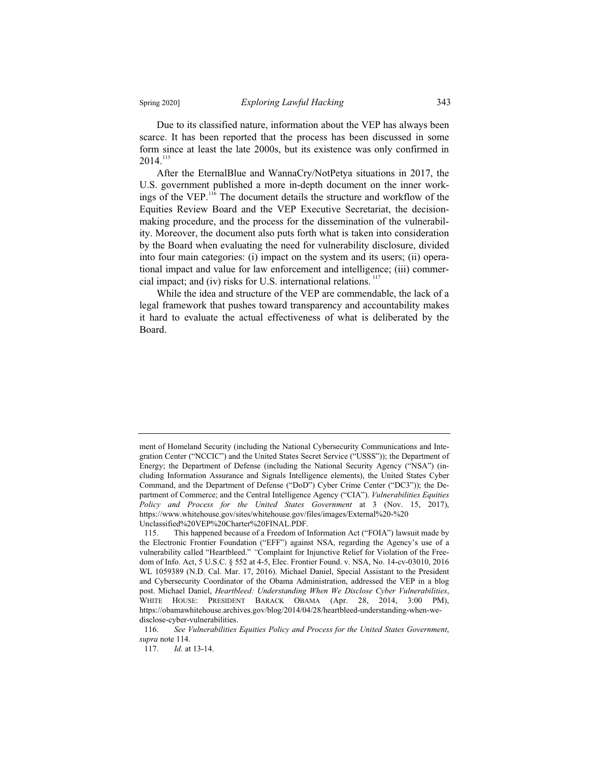Due to its classified nature, information about the VEP has always been scarce. It has been reported that the process has been discussed in some form since at least the late 2000s, but its existence was only confirmed in 2014.[115]

After the EternalBlue and WannaCry/NotPetya situations in 2017, the U.S. government published a more in-depth document on the inner workings of the VEP.[116] The document details the structure and workflow of the Equities Review Board and the VEP Executive Secretariat, the decision-making procedure, and the process for the dissemination of the vulnerability. Moreover, the document also puts forth what is taken into consideration by the Board when evaluating the need for vulnerability disclosure, divided into four main categories: (i) impact on the system and its users; (ii) operational impact and value for law enforcement and intelligence; (iii) commercial impact; and (iv) risks for U.S. international relations.[117]

While the idea and structure of the VEP are commendable, the lack of a legal framework that pushes toward transparency and accountability makes it hard to evaluate the actual effectiveness of what is deliberated by the Board.

---

ment of Homeland Security (including the National Cybersecurity Communications and Integration Center ("NCCIC") and the United States Secret Service ("USSS")); the Department of Energy; the Department of Defense (including the National Security Agency ("NSA") (including Information Assurance and Signals Intelligence elements), the United States Cyber Command, and the Department of Defense ("DoD") Cyber Crime Center ("DC3")); the Department of Commerce; and the Central Intelligence Agency ("CIA"). *Vulnerabilities Equities Policy and Process for the United States Government* at 3 (Nov. 15, 2017), https://www.whitehouse.gov/sites/whitehouse.gov/files/images/External%20-%20 Unclassified%20VEP%20Charter%20FINAL.PDF.

115. This happened because of a Freedom of Information Act ("FOIA") lawsuit made by the Electronic Frontier Foundation ("EFF") against NSA, regarding the Agency's use of a vulnerability called "Heartbleed." "Complaint for Injunctive Relief for Violation of the Freedom of Info. Act, 5 U.S.C. § 552 at 4-5, Elec. Frontier Found. v. NSA, No. 14-cv-03010, 2016 WL 1059389 (N.D. Cal. Mar. 17, 2016). Michael Daniel, Special Assistant to the President and Cybersecurity Coordinator of the Obama Administration, addressed the VEP in a blog post. Michael Daniel, *Heartbleed: Understanding When We Disclose Cyber Vulnerabilities*, WHITE HOUSE: PRESIDENT BARACK OBAMA (Apr. 28, 2014, 3:00 PM), https://obamawhitehouse.archives.gov/blog/2014/04/28/heartbleed-understanding-when-we-disclose-cyber-vulnerabilities.

116. *See Vulnerabilities Equities Policy and Process for the United States Government*, *supra* note 114.

117. *Id.* at 13-14.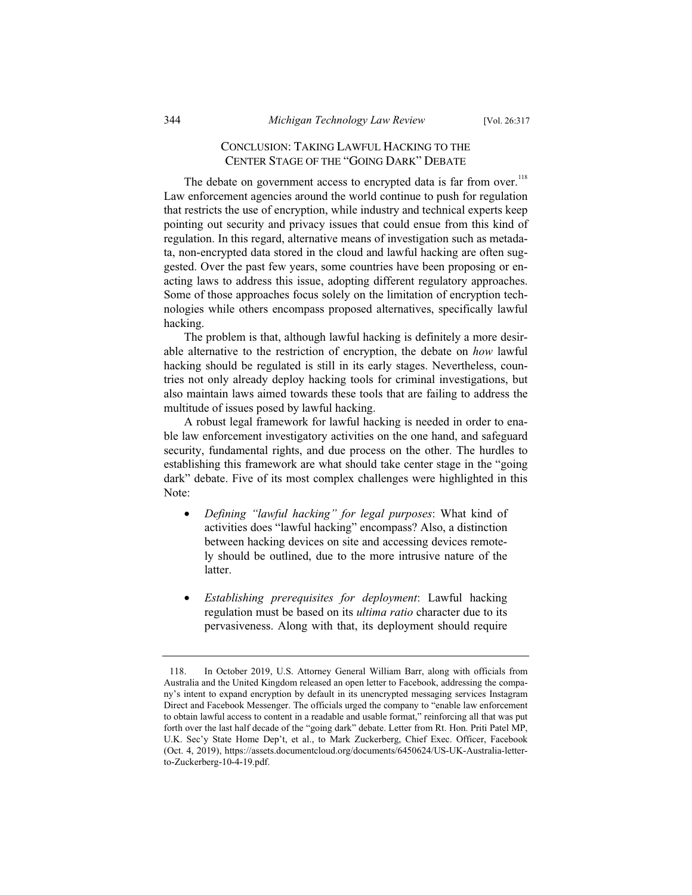## CONCLUSION: TAKING LAWFUL HACKING TO THE CENTER STAGE OF THE "GOING DARK" DEBATE

The debate on government access to encrypted data is far from over.[118] Law enforcement agencies around the world continue to push for regulation that restricts the use of encryption, while industry and technical experts keep pointing out security and privacy issues that could ensue from this kind of regulation. In this regard, alternative means of investigation such as metadata, non-encrypted data stored in the cloud and lawful hacking are often suggested. Over the past few years, some countries have been proposing or enacting laws to address this issue, adopting different regulatory approaches. Some of those approaches focus solely on the limitation of encryption technologies while others encompass proposed alternatives, specifically lawful hacking.

The problem is that, although lawful hacking is definitely a more desirable alternative to the restriction of encryption, the debate on *how* lawful hacking should be regulated is still in its early stages. Nevertheless, countries not only already deploy hacking tools for criminal investigations, but also maintain laws aimed towards these tools that are failing to address the multitude of issues posed by lawful hacking.

A robust legal framework for lawful hacking is needed in order to enable law enforcement investigatory activities on the one hand, and safeguard security, fundamental rights, and due process on the other. The hurdles to establishing this framework are what should take center stage in the "going dark" debate. Five of its most complex challenges were highlighted in this Note:

- *Defining "lawful hacking" for legal purposes*: What kind of activities does "lawful hacking" encompass? Also, a distinction between hacking devices on site and accessing devices remotely should be outlined, due to the more intrusive nature of the latter.

- *Establishing prerequisites for deployment*: Lawful hacking regulation must be based on its *ultima ratio* character due to its pervasiveness. Along with that, its deployment should require

---

118. In October 2019, U.S. Attorney General William Barr, along with officials from Australia and the United Kingdom released an open letter to Facebook, addressing the company's intent to expand encryption by default in its unencrypted messaging services Instagram Direct and Facebook Messenger. The officials urged the company to "enable law enforcement to obtain lawful access to content in a readable and usable format," reinforcing all that was put forth over the last half decade of the "going dark" debate. Letter from Rt. Hon. Priti Patel MP, U.K. Sec'y State Home Dep't, et al., to Mark Zuckerberg, Chief Exec. Officer, Facebook (Oct. 4, 2019), https://assets.documentcloud.org/documents/6450624/US-UK-Australia-letter-to-Zuckerberg-10-4-19.pdf.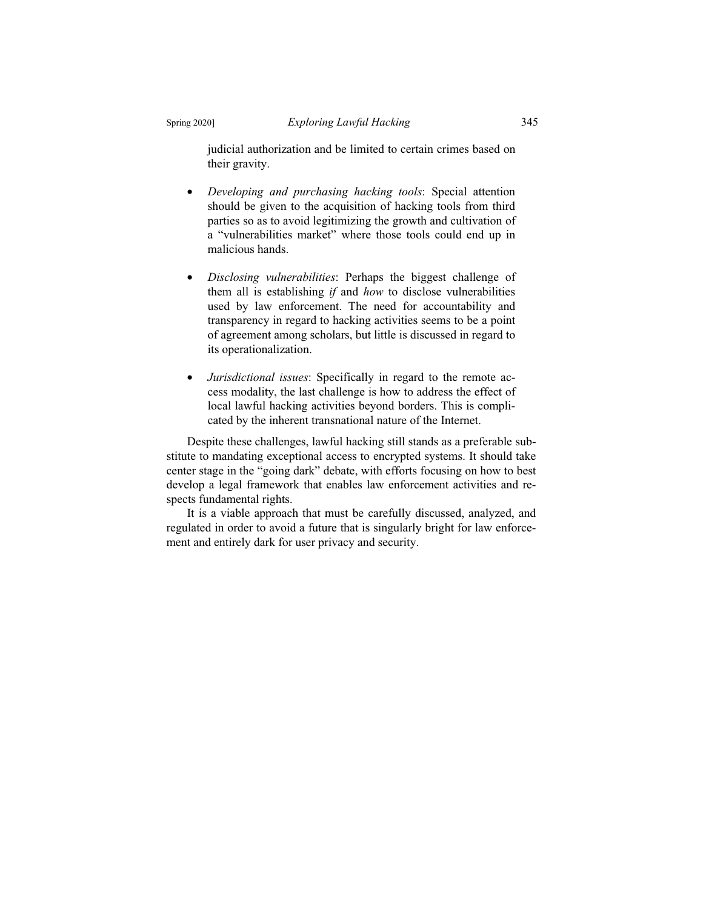judicial authorization and be limited to certain crimes based on their gravity.

- *Developing and purchasing hacking tools*: Special attention should be given to the acquisition of hacking tools from third parties so as to avoid legitimizing the growth and cultivation of a "vulnerabilities market" where those tools could end up in malicious hands.

- *Disclosing vulnerabilities*: Perhaps the biggest challenge of them all is establishing *if* and *how* to disclose vulnerabilities used by law enforcement. The need for accountability and transparency in regard to hacking activities seems to be a point of agreement among scholars, but little is discussed in regard to its operationalization.

- *Jurisdictional issues*: Specifically in regard to the remote access modality, the last challenge is how to address the effect of local lawful hacking activities beyond borders. This is complicated by the inherent transnational nature of the Internet.

Despite these challenges, lawful hacking still stands as a preferable substitute to mandating exceptional access to encrypted systems. It should take center stage in the "going dark" debate, with efforts focusing on how to best develop a legal framework that enables law enforcement activities and respects fundamental rights.

It is a viable approach that must be carefully discussed, analyzed, and regulated in order to avoid a future that is singularly bright for law enforcement and entirely dark for user privacy and security.